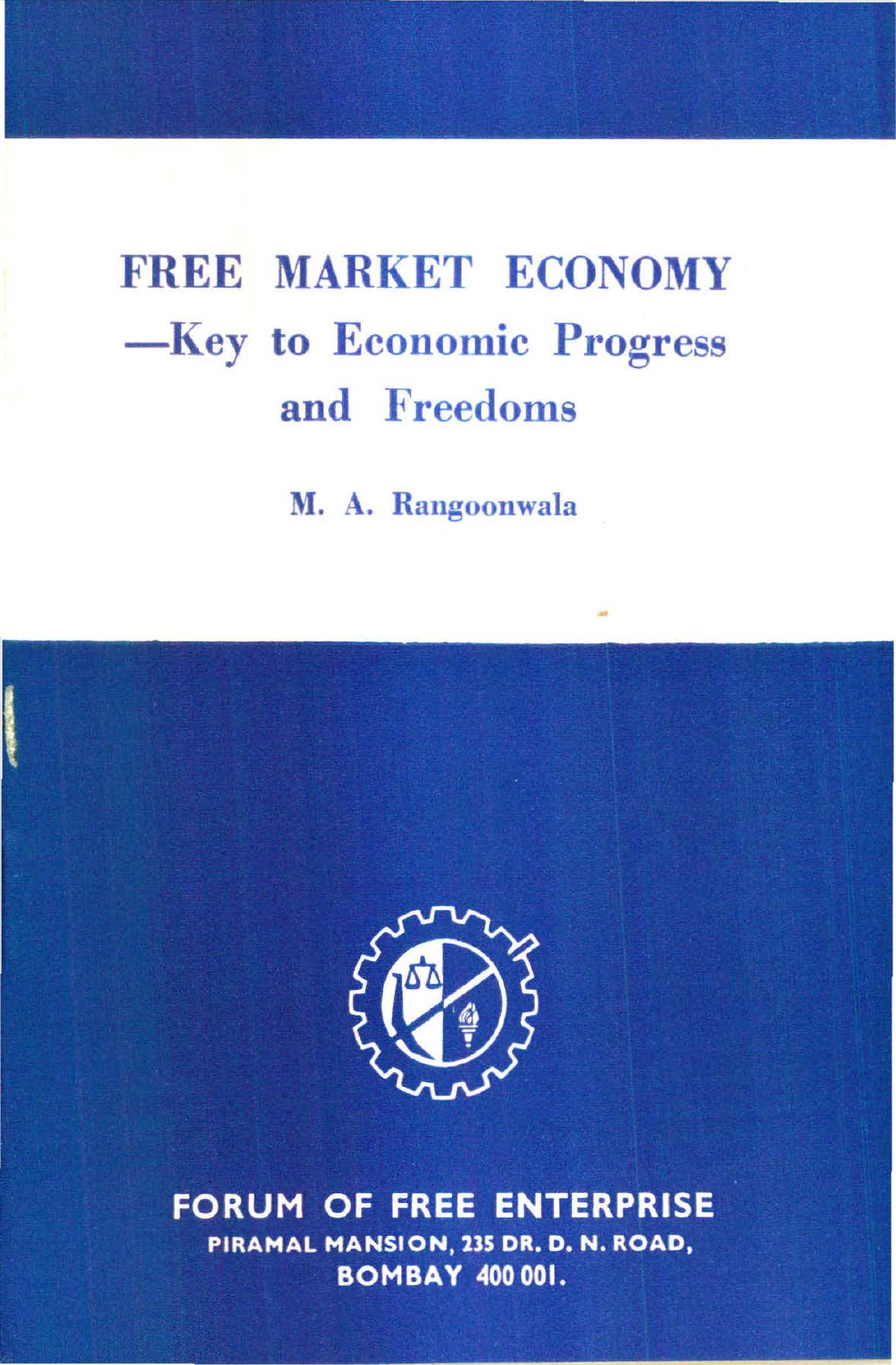# FREE MARKET ECONOMY —Key to Economic Progress and Freedoms

M. A. Rangoonwala

FORUM OF FREE ENTERPRISE
PIRAMAL MANSION, 235 DR. D. N. ROAD,
BOMBAY 400 001.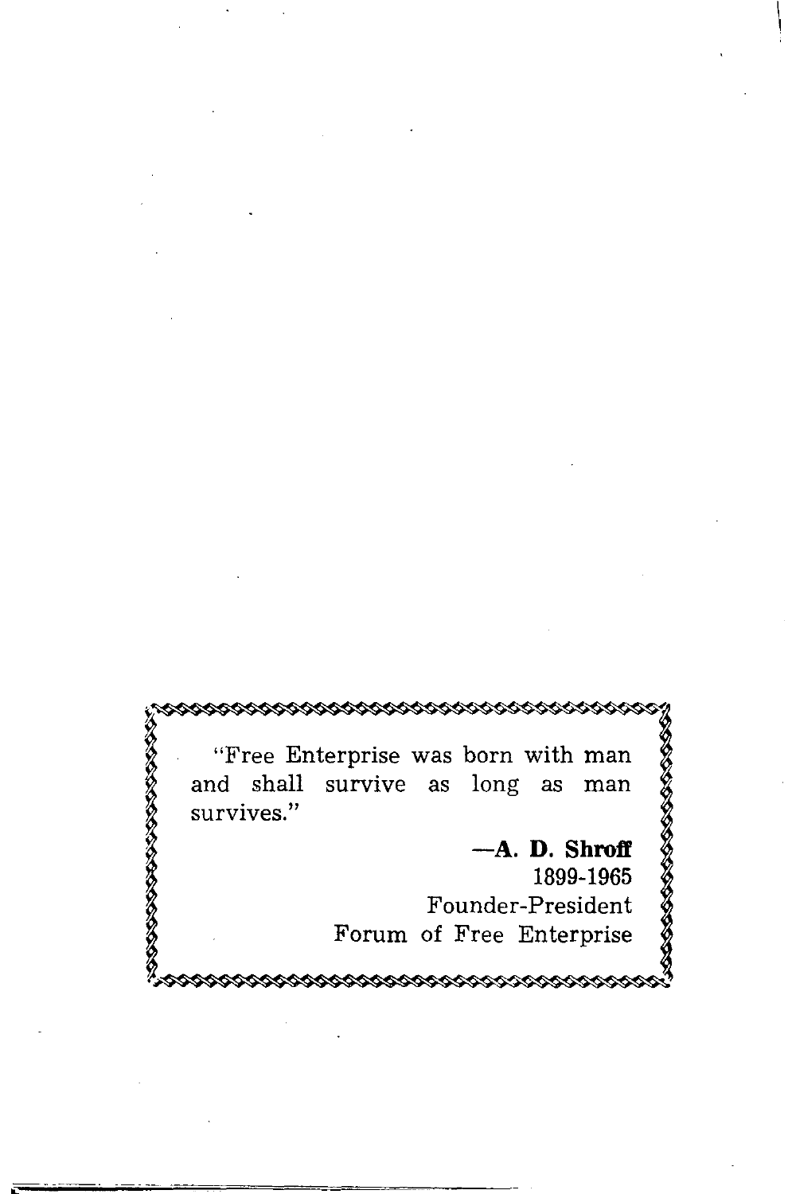"Free Enterprise was born with man and shall survive as long as man survives."

—**A. D. Shroff**
1899-1965
Founder-President
Forum of Free Enterprise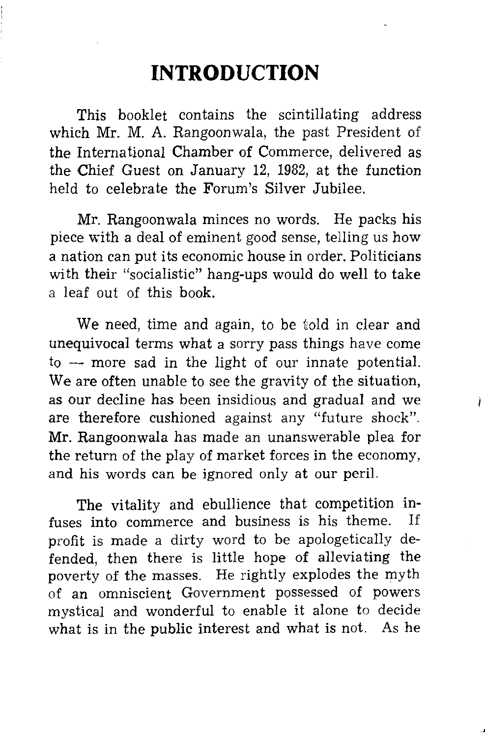# INTRODUCTION

This booklet contains the scintillating address which Mr. M. A. Rangoonwala, the past President of the International Chamber of Commerce, delivered as the Chief Guest on January 12, 1982, at the function held to celebrate the Forum's Silver Jubilee.

Mr. Rangoonwala minces no words. He packs his piece with a deal of eminent good sense, telling us how a nation can put its economic house in order. Politicians with their "socialistic" hang-ups would do well to take a leaf out of this book.

We need, time and again, to be told in clear and unequivocal terms what a sorry pass things have come to — more sad in the light of our innate potential. We are often unable to see the gravity of the situation, as our decline has been insidious and gradual and we are therefore cushioned against any "future shock". Mr. Rangoonwala has made an unanswerable plea for the return of the play of market forces in the economy, and his words can be ignored only at our peril.

The vitality and ebullience that competition infuses into commerce and business is his theme. If profit is made a dirty word to be apologetically defended, then there is little hope of alleviating the poverty of the masses. He rightly explodes the myth of an omniscient Government possessed of powers mystical and wonderful to enable it alone to decide what is in the public interest and what is not. As he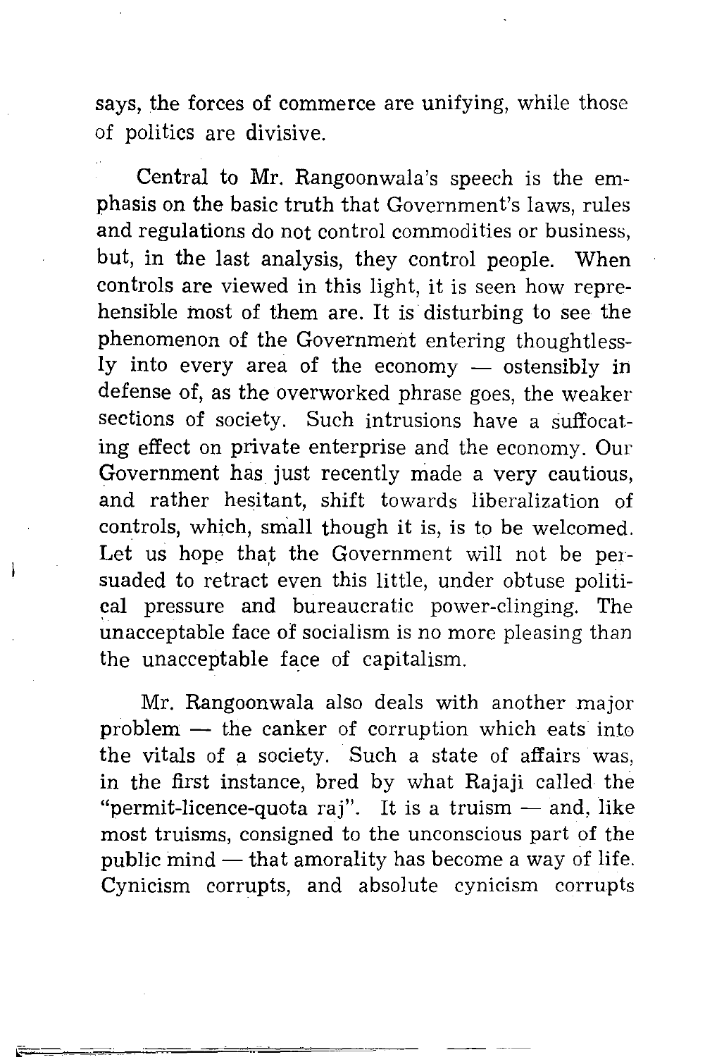says, the forces of commerce are unifying, while those of politics are divisive.

Central to Mr. Rangoonwala's speech is the emphasis on the basic truth that Government's laws, rules and regulations do not control commodities or business, but, in the last analysis, they control people. When controls are viewed in this light, it is seen how reprehensible most of them are. It is disturbing to see the phenomenon of the Government entering thoughtlessly into every area of the economy — ostensibly in defense of, as the overworked phrase goes, the weaker sections of society. Such intrusions have a suffocating effect on private enterprise and the economy. Our Government has just recently made a very cautious, and rather hesitant, shift towards liberalization of controls, which, small though it is, is to be welcomed. Let us hope that the Government will not be persuaded to retract even this little, under obtuse political pressure and bureaucratic power-clinging. The unacceptable face of socialism is no more pleasing than the unacceptable face of capitalism.

Mr. Rangoonwala also deals with another major problem — the canker of corruption which eats into the vitals of a society. Such a state of affairs was, in the first instance, bred by what Rajaji called the "permit-licence-quota raj". It is a truism — and, like most truisms, consigned to the unconscious part of the public mind — that amorality has become a way of life. Cynicism corrupts, and absolute cynicism corrupts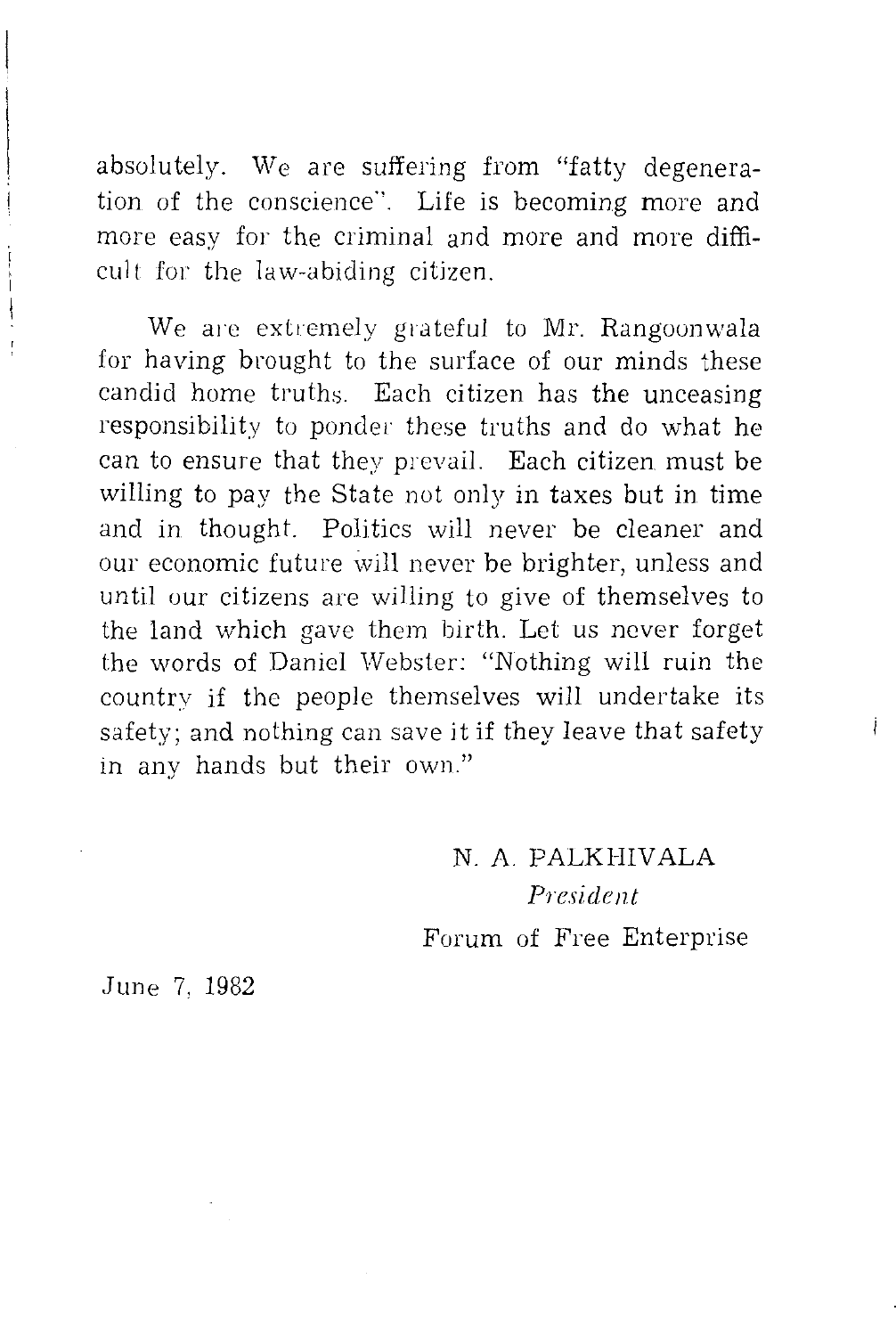absolutely. We are suffering from "fatty degeneration of the conscience". Life is becoming more and more easy for the criminal and more and more difficult for the law-abiding citizen.

We are extremely grateful to Mr. Rangoonwala for having brought to the surface of our minds these candid home truths. Each citizen has the unceasing responsibility to ponder these truths and do what he can to ensure that they prevail. Each citizen must be willing to pay the State not only in taxes but in time and in thought. Politics will never be cleaner and our economic future will never be brighter, unless and until our citizens are willing to give of themselves to the land which gave them birth. Let us never forget the words of Daniel Webster: "Nothing will ruin the country if the people themselves will undertake its safety; and nothing can save it if they leave that safety in any hands but their own."

N. A. PALKHIVALA
*President*
Forum of Free Enterprise

June 7, 1982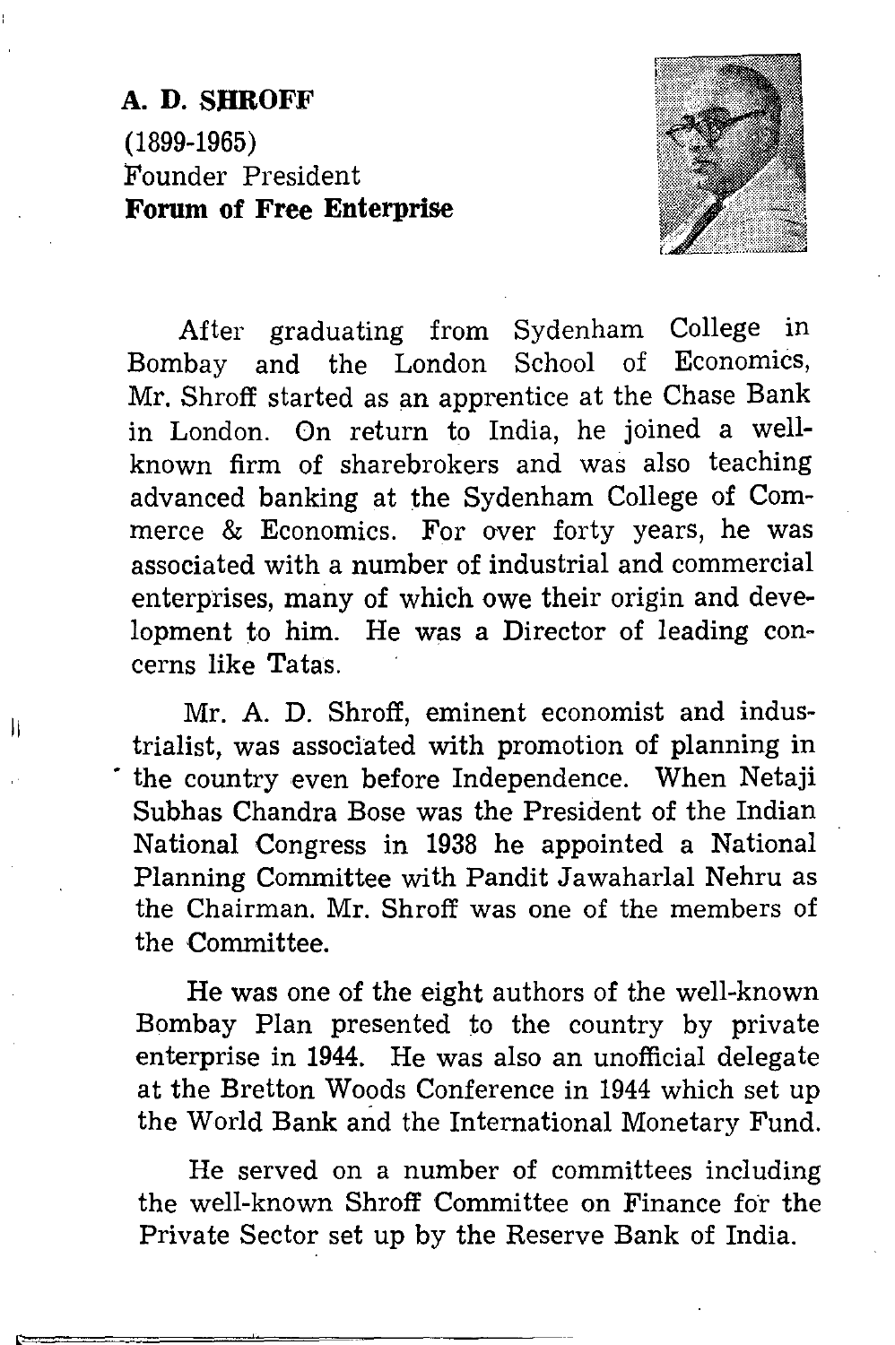**A. D. SHROFF**
(1899-1965)
Founder President
**Forum of Free Enterprise**

After graduating from Sydenham College in Bombay and the London School of Economics, Mr. Shroff started as an apprentice at the Chase Bank in London. On return to India, he joined a well-known firm of sharebrokers and was also teaching advanced banking at the Sydenham College of Commerce & Economics. For over forty years, he was associated with a number of industrial and commercial enterprises, many of which owe their origin and development to him. He was a Director of leading concerns like Tatas.

Mr. A. D. Shroff, eminent economist and industrialist, was associated with promotion of planning in the country even before Independence. When Netaji Subhas Chandra Bose was the President of the Indian National Congress in 1938 he appointed a National Planning Committee with Pandit Jawaharlal Nehru as the Chairman. Mr. Shroff was one of the members of the Committee.

He was one of the eight authors of the well-known Bombay Plan presented to the country by private enterprise in 1944. He was also an unofficial delegate at the Bretton Woods Conference in 1944 which set up the World Bank and the International Monetary Fund.

He served on a number of committees including the well-known Shroff Committee on Finance for the Private Sector set up by the Reserve Bank of India.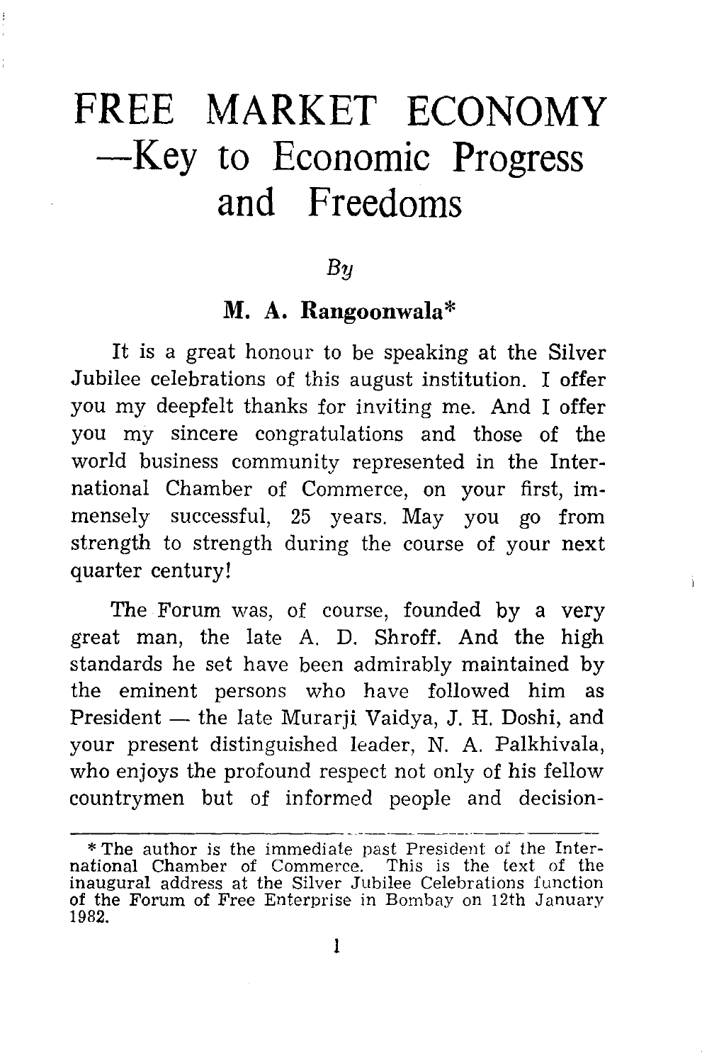# FREE MARKET ECONOMY —Key to Economic Progress and Freedoms

*By*

**M. A. Rangoonwala***

It is a great honour to be speaking at the Silver Jubilee celebrations of this august institution. I offer you my deepfelt thanks for inviting me. And I offer you my sincere congratulations and those of the world business community represented in the International Chamber of Commerce, on your first, immensely successful, 25 years. May you go from strength to strength during the course of your next quarter century!

The Forum was, of course, founded by a very great man, the late A. D. Shroff. And the high standards he set have been admirably maintained by the eminent persons who have followed him as President — the late Murarji Vaidya, J. H. Doshi, and your present distinguished leader, N. A. Palkhivala, who enjoys the profound respect not only of his fellow countrymen but of informed people and decision-

---

* The author is the immediate past President of the International Chamber of Commerce. This is the text of the inaugural address at the Silver Jubilee Celebrations function of the Forum of Free Enterprise in Bombay on 12th January 1982.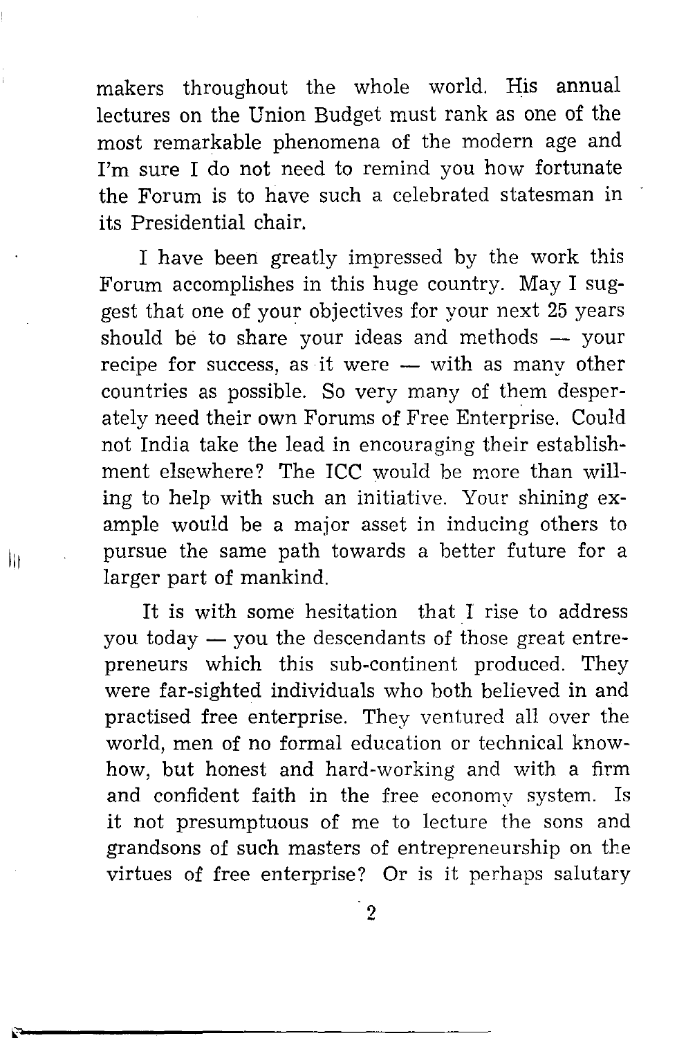makers throughout the whole world. His annual lectures on the Union Budget must rank as one of the most remarkable phenomena of the modern age and I'm sure I do not need to remind you how fortunate the Forum is to have such a celebrated statesman in its Presidential chair.

I have been greatly impressed by the work this Forum accomplishes in this huge country. May I suggest that one of your objectives for your next 25 years should be to share your ideas and methods — your recipe for success, as it were — with as many other countries as possible. So very many of them desperately need their own Forums of Free Enterprise. Could not India take the lead in encouraging their establishment elsewhere? The ICC would be more than willing to help with such an initiative. Your shining example would be a major asset in inducing others to pursue the same path towards a better future for a larger part of mankind.

It is with some hesitation that I rise to address you today — you the descendants of those great entrepreneurs which this sub-continent produced. They were far-sighted individuals who both believed in and practised free enterprise. They ventured all over the world, men of no formal education or technical know-how, but honest and hard-working and with a firm and confident faith in the free economy system. Is it not presumptuous of me to lecture the sons and grandsons of such masters of entrepreneurship on the virtues of free enterprise? Or is it perhaps salutary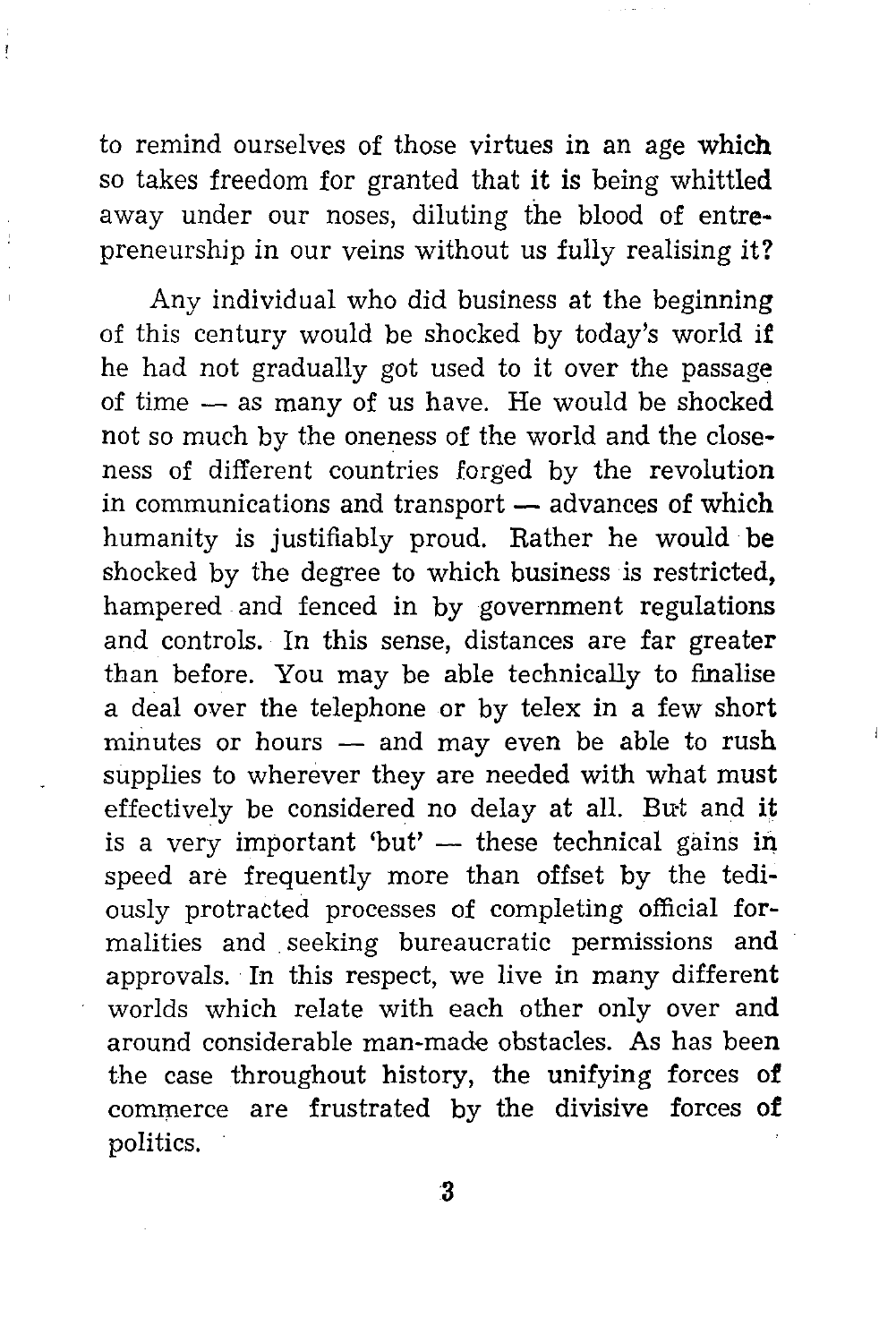to remind ourselves of those virtues in an age which so takes freedom for granted that it is being whittled away under our noses, diluting the blood of entrepreneurship in our veins without us fully realising it?

Any individual who did business at the beginning of this century would be shocked by today's world if he had not gradually got used to it over the passage of time — as many of us have. He would be shocked not so much by the oneness of the world and the closeness of different countries forged by the revolution in communications and transport — advances of which humanity is justifiably proud. Rather he would be shocked by the degree to which business is restricted, hampered and fenced in by government regulations and controls. In this sense, distances are far greater than before. You may be able technically to finalise a deal over the telephone or by telex in a few short minutes or hours — and may even be able to rush supplies to wherever they are needed with what must effectively be considered no delay at all. But and it is a very important 'but' — these technical gains in speed are frequently more than offset by the tediously protracted processes of completing official formalities and seeking bureaucratic permissions and approvals. In this respect, we live in many different worlds which relate with each other only over and around considerable man-made obstacles. As has been the case throughout history, the unifying forces of commerce are frustrated by the divisive forces of politics.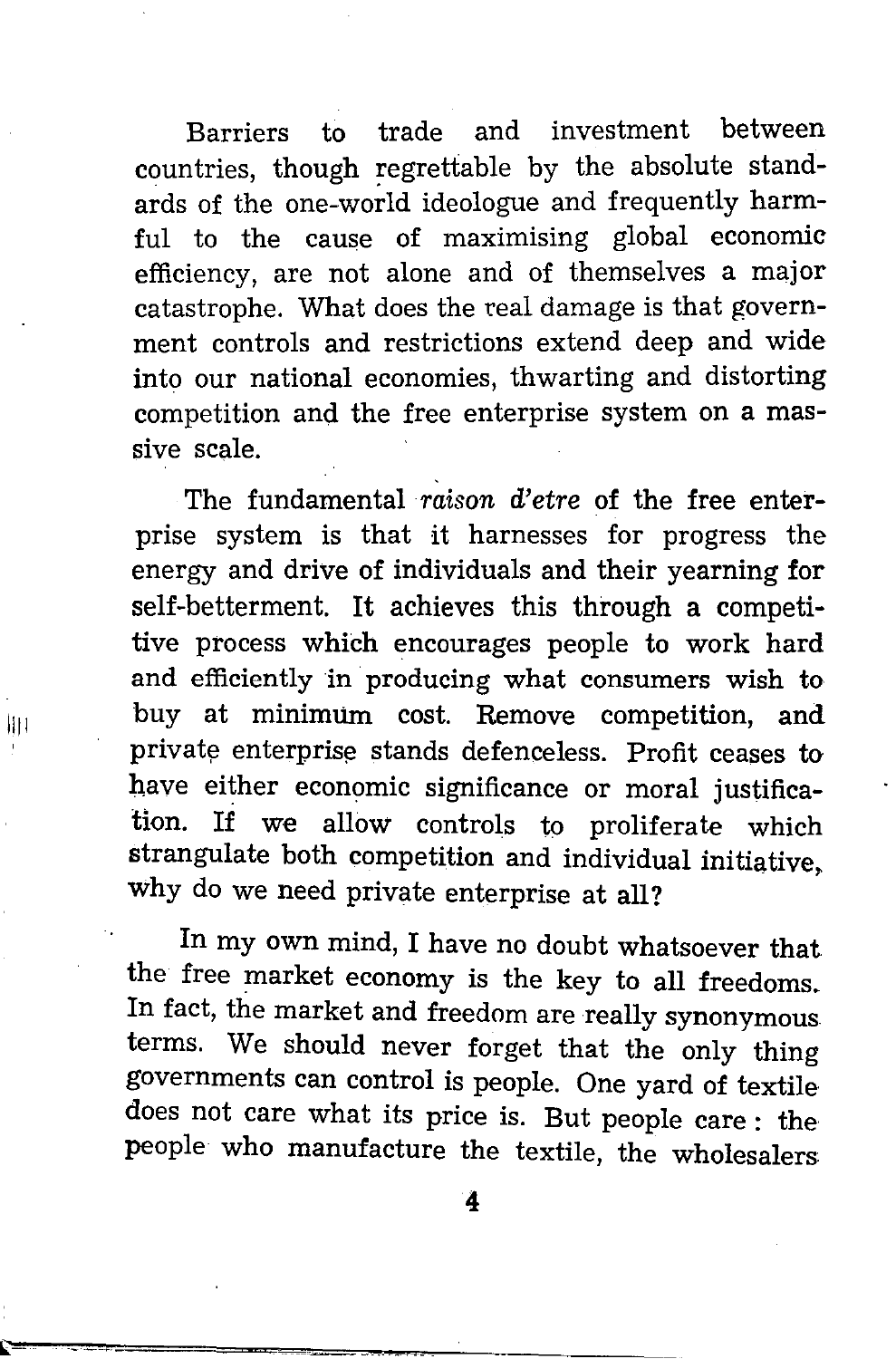Barriers to trade and investment between countries, though regrettable by the absolute standards of the one-world ideologue and frequently harmful to the cause of maximising global economic efficiency, are not alone and of themselves a major catastrophe. What does the real damage is that government controls and restrictions extend deep and wide into our national economies, thwarting and distorting competition and the free enterprise system on a massive scale.

The fundamental *raison d'etre* of the free enterprise system is that it harnesses for progress the energy and drive of individuals and their yearning for self-betterment. It achieves this through a competitive process which encourages people to work hard and efficiently in producing what consumers wish to buy at minimum cost. Remove competition, and private enterprise stands defenceless. Profit ceases to have either economic significance or moral justification. If we allow controls to proliferate which strangulate both competition and individual initiative, why do we need private enterprise at all?

In my own mind, I have no doubt whatsoever that the free market economy is the key to all freedoms. In fact, the market and freedom are really synonymous terms. We should never forget that the only thing governments can control is people. One yard of textile does not care what its price is. But people care: the people who manufacture the textile, the wholesalers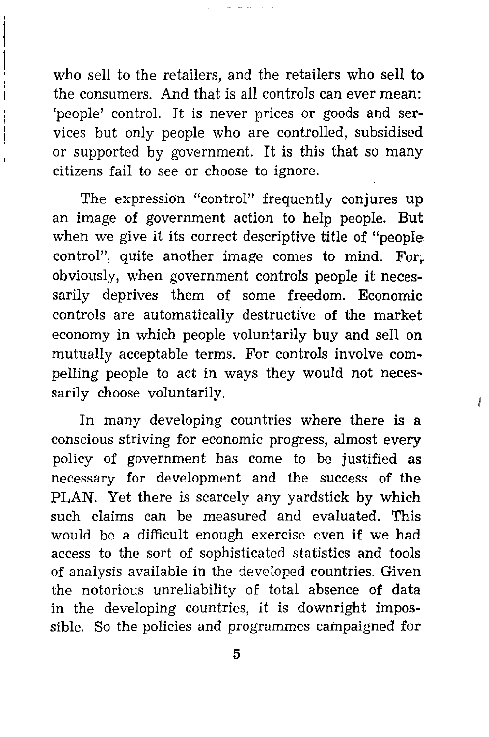who sell to the retailers, and the retailers who sell to the consumers. And that is all controls can ever mean: 'people' control. It is never prices or goods and services but only people who are controlled, subsidised or supported by government. It is this that so many citizens fail to see or choose to ignore.

The expression "control" frequently conjures up an image of government action to help people. But when we give it its correct descriptive title of "people control", quite another image comes to mind. For, obviously, when government controls people it necessarily deprives them of some freedom. Economic controls are automatically destructive of the market economy in which people voluntarily buy and sell on mutually acceptable terms. For controls involve compelling people to act in ways they would not necessarily choose voluntarily.

In many developing countries where there is a conscious striving for economic progress, almost every policy of government has come to be justified as necessary for development and the success of the PLAN. Yet there is scarcely any yardstick by which such claims can be measured and evaluated. This would be a difficult enough exercise even if we had access to the sort of sophisticated statistics and tools of analysis available in the developed countries. Given the notorious unreliability of total absence of data in the developing countries, it is downright impossible. So the policies and programmes campaigned for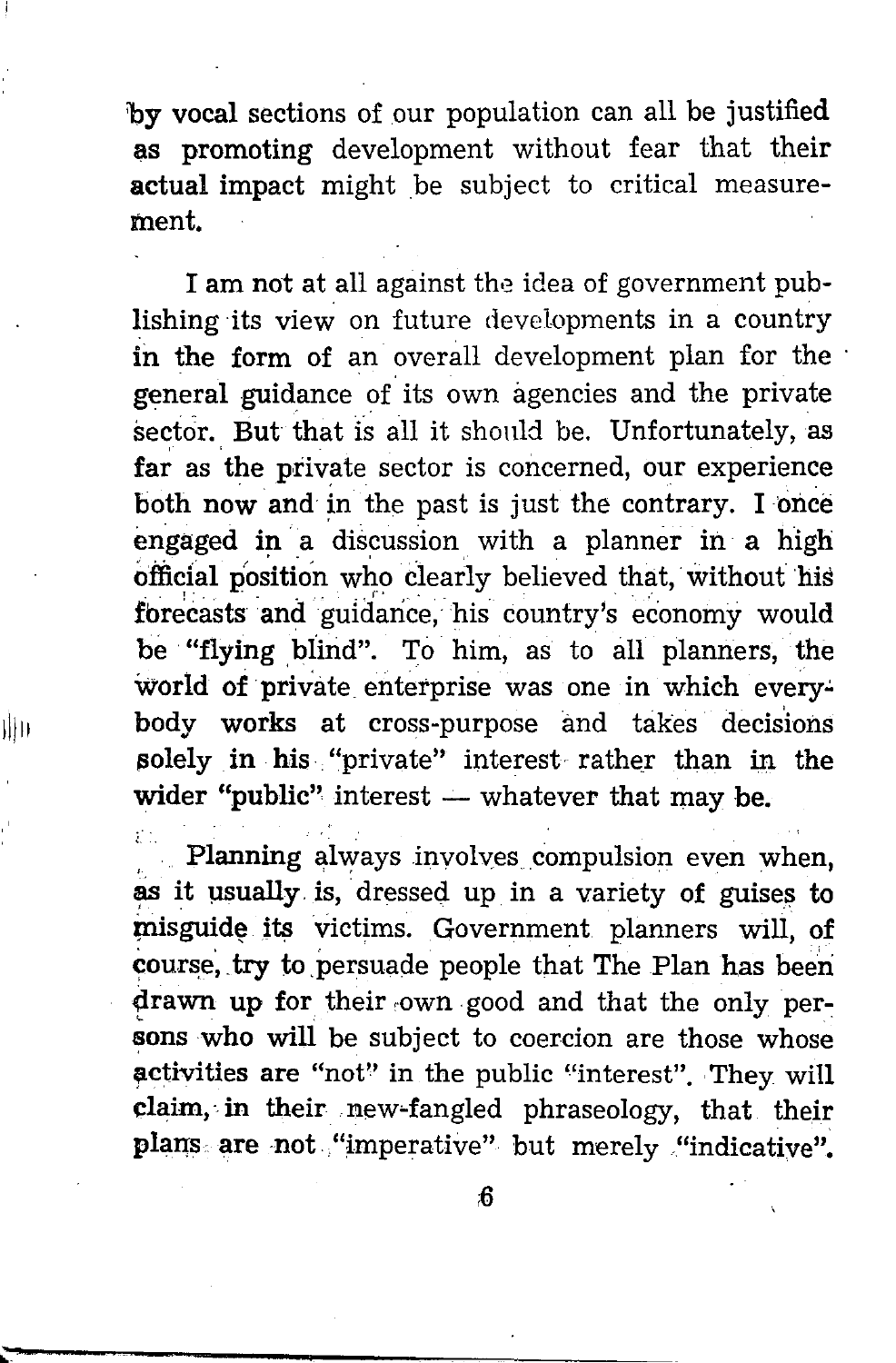by vocal sections of our population can all be justified as promoting development without fear that their actual impact might be subject to critical measurement.

I am not at all against the idea of government publishing its view on future developments in a country in the form of an overall development plan for the general guidance of its own agencies and the private sector. But that is all it should be. Unfortunately, as far as the private sector is concerned, our experience both now and in the past is just the contrary. I once engaged in a discussion with a planner in a high official position who clearly believed that, without his forecasts and guidance, his country's economy would be "flying blind". To him, as to all planners, the world of private enterprise was one in which everybody works at cross-purpose and takes decisions solely in his "private" interest rather than in the wider "public" interest — whatever that may be.

Planning always involves compulsion even when, as it usually is, dressed up in a variety of guises to misguide its victims. Government planners will, of course, try to persuade people that The Plan has been drawn up for their own good and that the only persons who will be subject to coercion are those whose activities are "not" in the public "interest". They will claim, in their new-fangled phraseology, that their plans are not "imperative" but merely "indicative".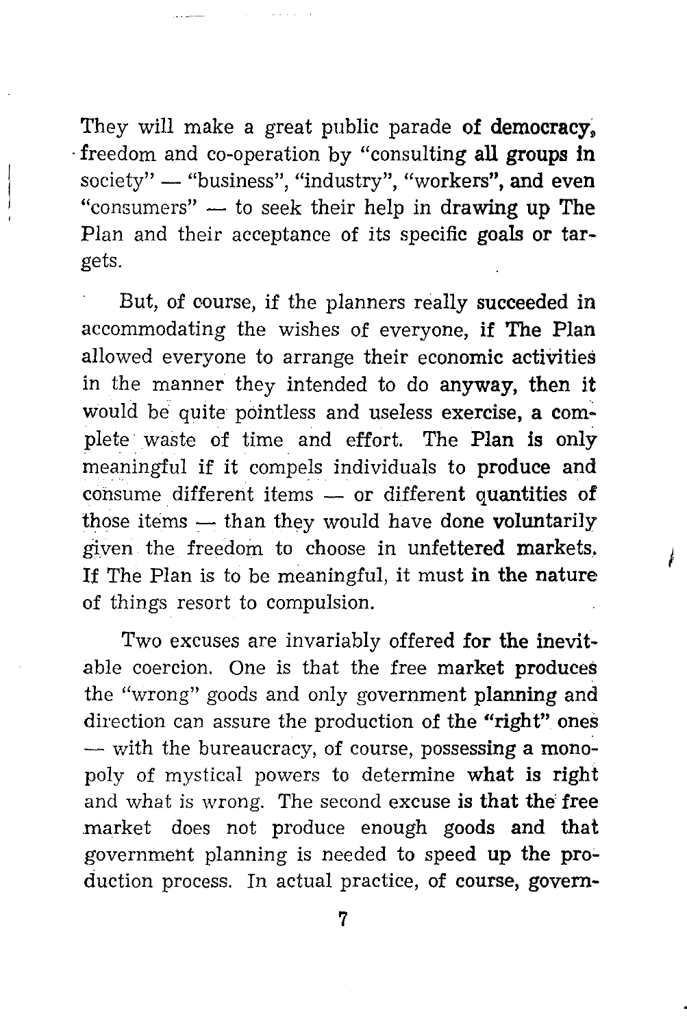They will make a great public parade of democracy, freedom and co-operation by "consulting all groups in society" — "business", "industry", "workers", and even "consumers" — to seek their help in drawing up The Plan and their acceptance of its specific goals or targets.

But, of course, if the planners really succeeded in accommodating the wishes of everyone, if The Plan allowed everyone to arrange their economic activities in the manner they intended to do anyway, then it would be quite pointless and useless exercise, a complete waste of time and effort. The Plan is only meaningful if it compels individuals to produce and consume different items — or different quantities of those items — than they would have done voluntarily given the freedom to choose in unfettered markets. If The Plan is to be meaningful, it must in the nature of things resort to compulsion.

Two excuses are invariably offered for the inevitable coercion. One is that the free market produces the "wrong" goods and only government planning and direction can assure the production of the "right" ones — with the bureaucracy, of course, possessing a monopoly of mystical powers to determine what is right and what is wrong. The second excuse is that the free market does not produce enough goods and that government planning is needed to speed up the production process. In actual practice, of course, govern-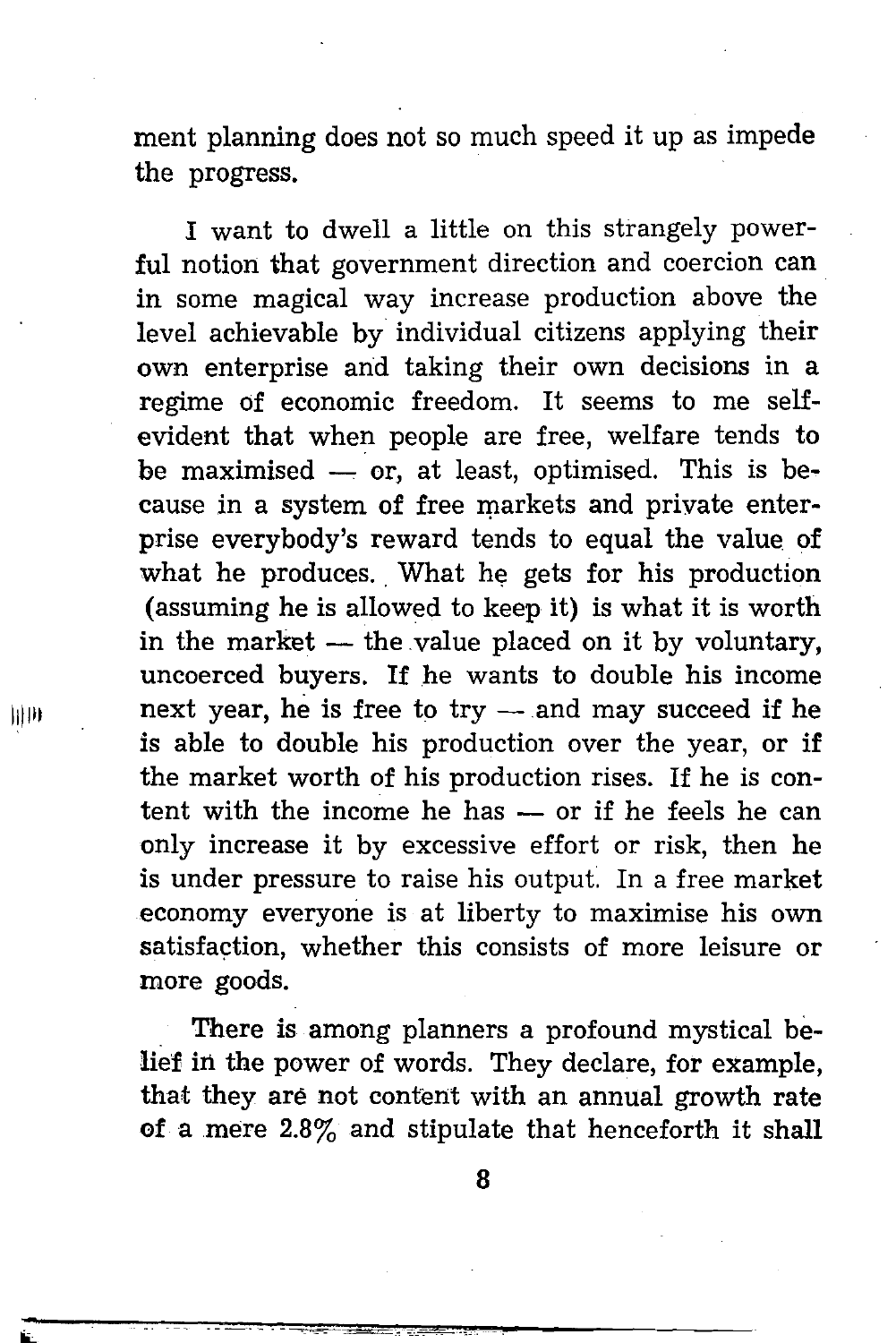ment planning does not so much speed it up as impede the progress.

I want to dwell a little on this strangely powerful notion that government direction and coercion can in some magical way increase production above the level achievable by individual citizens applying their own enterprise and taking their own decisions in a regime of economic freedom. It seems to me self-evident that when people are free, welfare tends to be maximised — or, at least, optimised. This is because in a system of free markets and private enterprise everybody's reward tends to equal the value of what he produces. What he gets for his production (assuming he is allowed to keep it) is what it is worth in the market — the value placed on it by voluntary, uncoerced buyers. If he wants to double his income next year, he is free to try — and may succeed if he is able to double his production over the year, or if the market worth of his production rises. If he is content with the income he has — or if he feels he can only increase it by excessive effort or risk, then he is under pressure to raise his output. In a free market economy everyone is at liberty to maximise his own satisfaction, whether this consists of more leisure or more goods.

There is among planners a profound mystical belief in the power of words. They declare, for example, that they are not content with an annual growth rate of a mere 2.8% and stipulate that henceforth it shall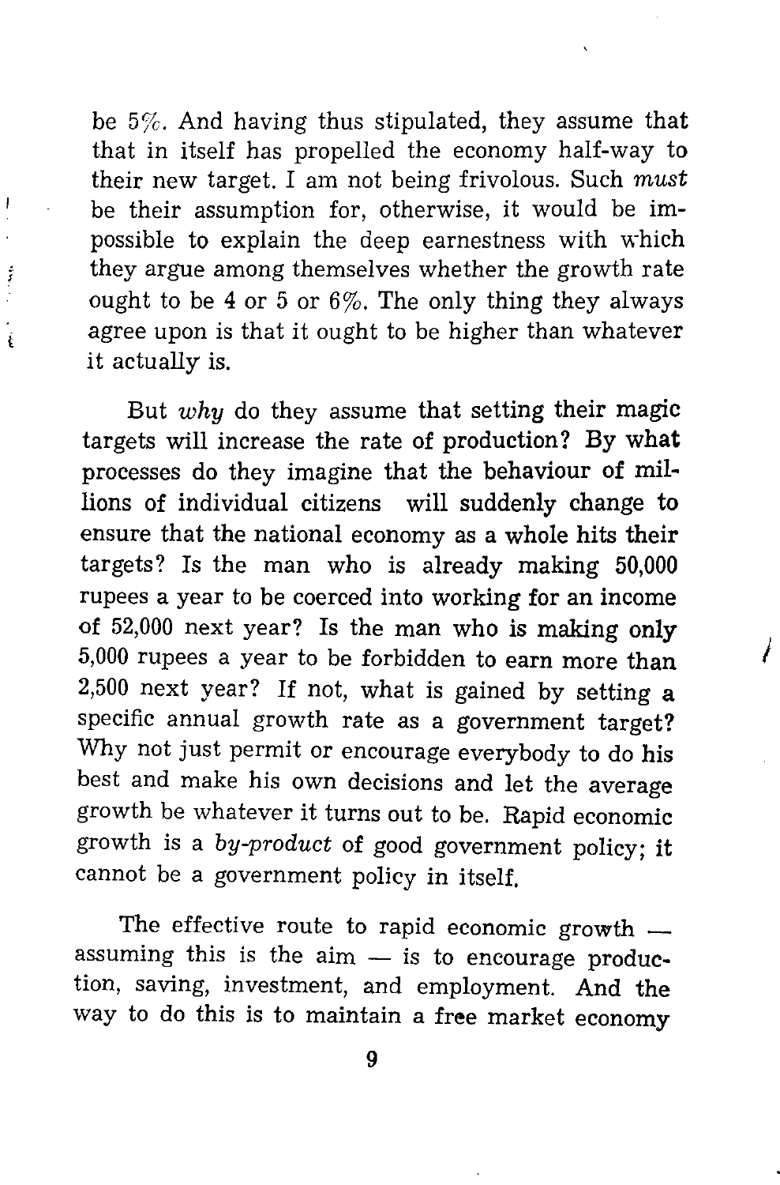be 5%. And having thus stipulated, they assume that that in itself has propelled the economy half-way to their new target. I am not being frivolous. Such *must* be their assumption for, otherwise, it would be impossible to explain the deep earnestness with which they argue among themselves whether the growth rate ought to be 4 or 5 or 6%. The only thing they always agree upon is that it ought to be higher than whatever it actually is.

But *why* do they assume that setting their magic targets will increase the rate of production? By what processes do they imagine that the behaviour of millions of individual citizens will suddenly change to ensure that the national economy as a whole hits their targets? Is the man who is already making 50,000 rupees a year to be coerced into working for an income of 52,000 next year? Is the man who is making only 5,000 rupees a year to be forbidden to earn more than 2,500 next year? If not, what is gained by setting a specific annual growth rate as a government target? Why not just permit or encourage everybody to do his best and make his own decisions and let the average growth be whatever it turns out to be. Rapid economic growth is a *by-product* of good government policy; it cannot be a government policy in itself.

The effective route to rapid economic growth — assuming this is the aim — is to encourage production, saving, investment, and employment. And the way to do this is to maintain a free market economy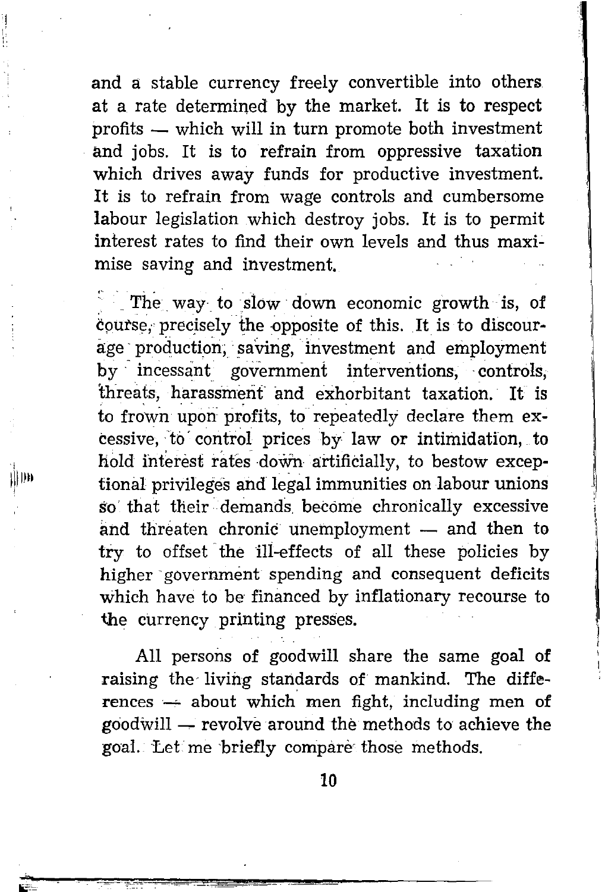and a stable currency freely convertible into others at a rate determined by the market. It is to respect profits — which will in turn promote both investment and jobs. It is to refrain from oppressive taxation which drives away funds for productive investment. It is to refrain from wage controls and cumbersome labour legislation which destroy jobs. It is to permit interest rates to find their own levels and thus maximise saving and investment.

The way to slow down economic growth is, of course, precisely the opposite of this. It is to discourage production, saving, investment and employment by incessant government interventions, controls, threats, harassment and exhorbitant taxation. It is to frown upon profits, to repeatedly declare them excessive, to control prices by law or intimidation, to hold interest rates down artificially, to bestow exceptional privileges and legal immunities on labour unions so that their demands become chronically excessive and threaten chronic unemployment — and then to try to offset the ill-effects of all these policies by higher government spending and consequent deficits which have to be financed by inflationary recourse to the currency printing presses.

All persons of goodwill share the same goal of raising the living standards of mankind. The differences — about which men fight, including men of goodwill — revolve around the methods to achieve the goal. Let me briefly compare those methods.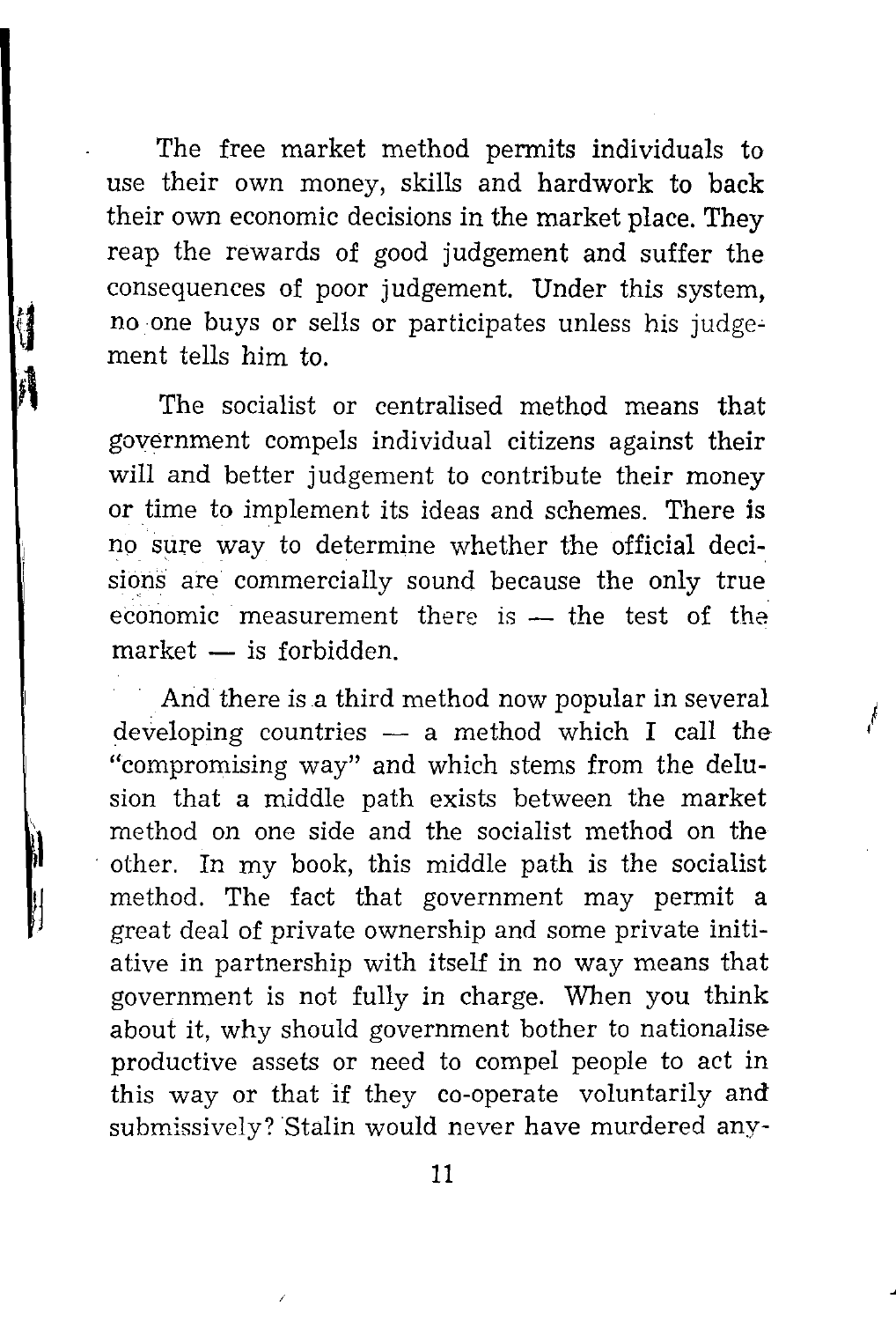The free market method permits individuals to use their own money, skills and hardwork to back their own economic decisions in the market place. They reap the rewards of good judgement and suffer the consequences of poor judgement. Under this system, no one buys or sells or participates unless his judgement tells him to.

The socialist or centralised method means that government compels individual citizens against their will and better judgement to contribute their money or time to implement its ideas and schemes. There is no sure way to determine whether the official decisions are commercially sound because the only true economic measurement there is — the test of the market — is forbidden.

And there is a third method now popular in several developing countries — a method which I call the "compromising way" and which stems from the delusion that a middle path exists between the market method on one side and the socialist method on the other. In my book, this middle path is the socialist method. The fact that government may permit a great deal of private ownership and some private initiative in partnership with itself in no way means that government is not fully in charge. When you think about it, why should government bother to nationalise productive assets or need to compel people to act in this way or that if they co-operate voluntarily and submissively? Stalin would never have murdered any-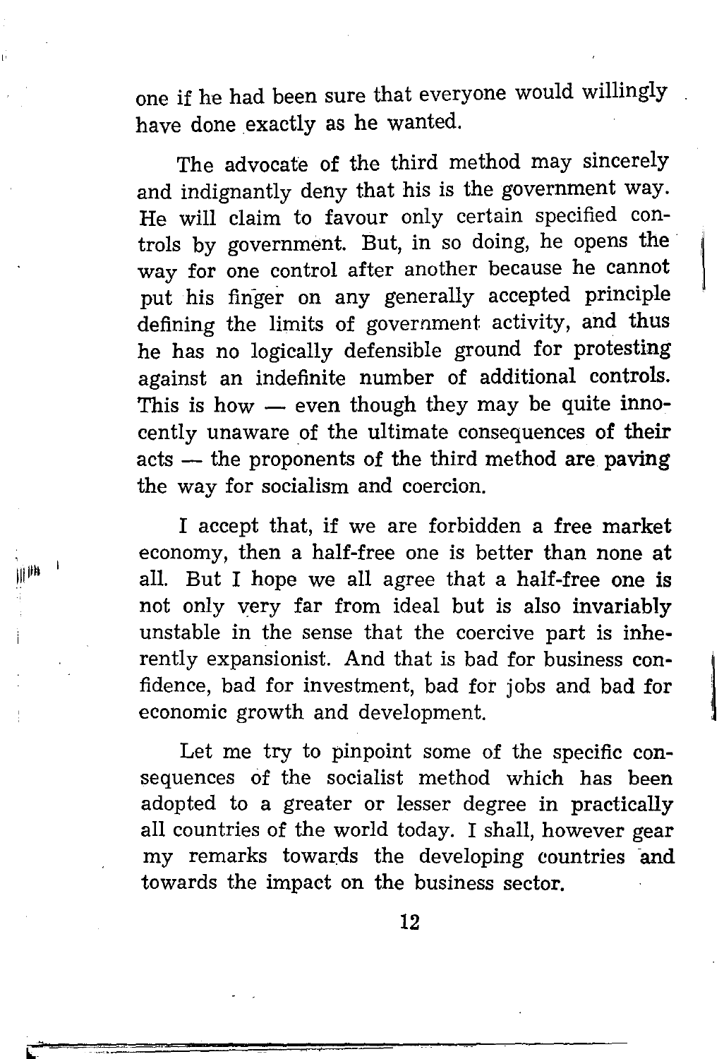one if he had been sure that everyone would willingly have done exactly as he wanted.

The advocate of the third method may sincerely and indignantly deny that his is the government way. He will claim to favour only certain specified controls by government. But, in so doing, he opens the way for one control after another because he cannot put his finger on any generally accepted principle defining the limits of government activity, and thus he has no logically defensible ground for protesting against an indefinite number of additional controls. This is how — even though they may be quite innocently unaware of the ultimate consequences of their acts — the proponents of the third method are paving the way for socialism and coercion.

I accept that, if we are forbidden a free market economy, then a half-free one is better than none at all. But I hope we all agree that a half-free one is not only very far from ideal but is also invariably unstable in the sense that the coercive part is inherently expansionist. And that is bad for business confidence, bad for investment, bad for jobs and bad for economic growth and development.

Let me try to pinpoint some of the specific consequences of the socialist method which has been adopted to a greater or lesser degree in practically all countries of the world today. I shall, however gear my remarks towards the developing countries and towards the impact on the business sector.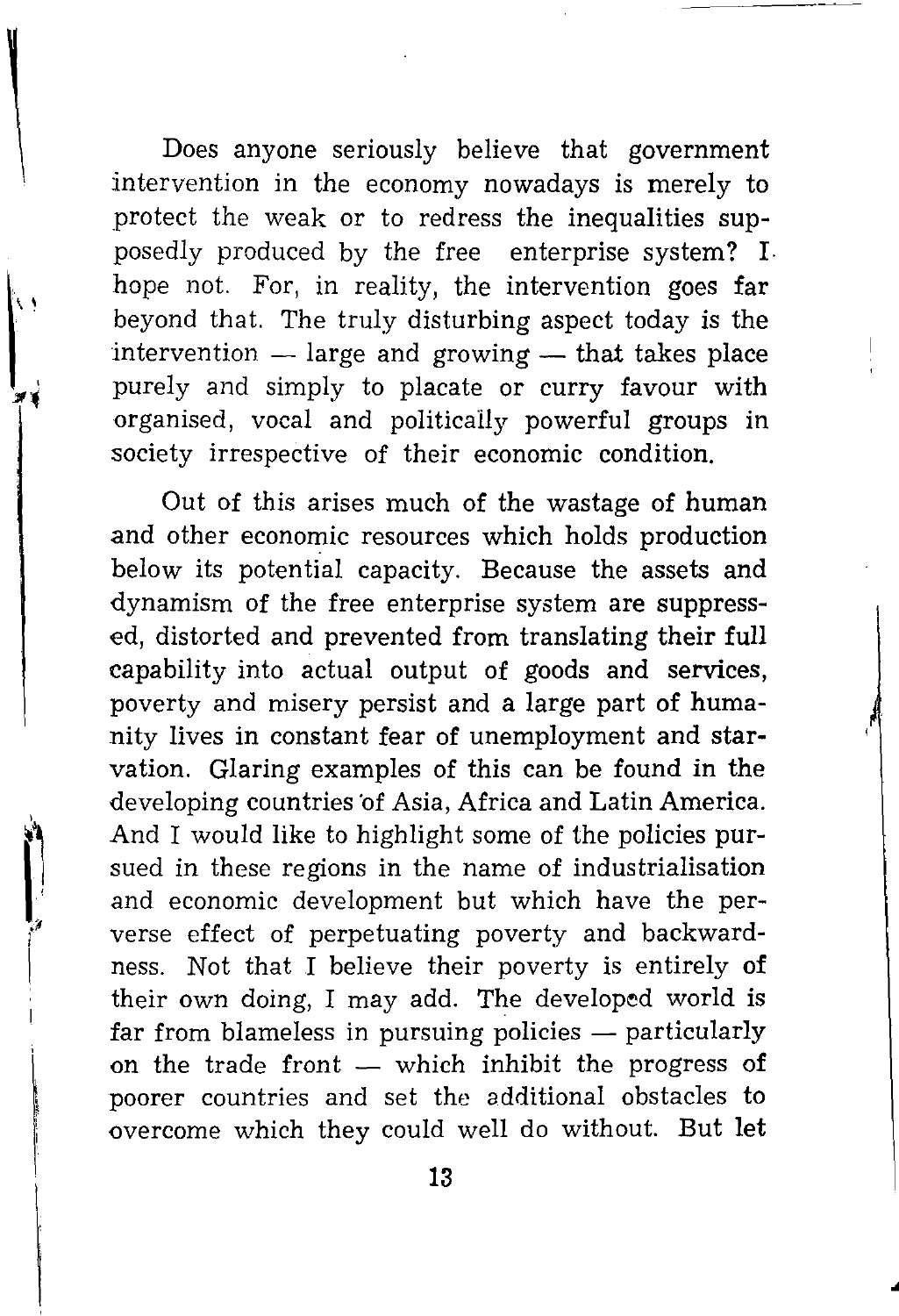Does anyone seriously believe that government intervention in the economy nowadays is merely to protect the weak or to redress the inequalities supposedly produced by the free enterprise system? I hope not. For, in reality, the intervention goes far beyond that. The truly disturbing aspect today is the intervention — large and growing — that takes place purely and simply to placate or curry favour with organised, vocal and politically powerful groups in society irrespective of their economic condition.

Out of this arises much of the wastage of human and other economic resources which holds production below its potential capacity. Because the assets and dynamism of the free enterprise system are suppressed, distorted and prevented from translating their full capability into actual output of goods and services, poverty and misery persist and a large part of humanity lives in constant fear of unemployment and starvation. Glaring examples of this can be found in the developing countries of Asia, Africa and Latin America. And I would like to highlight some of the policies pursued in these regions in the name of industrialisation and economic development but which have the perverse effect of perpetuating poverty and backwardness. Not that I believe their poverty is entirely of their own doing, I may add. The developed world is far from blameless in pursuing policies — particularly on the trade front — which inhibit the progress of poorer countries and set the additional obstacles to overcome which they could well do without. But let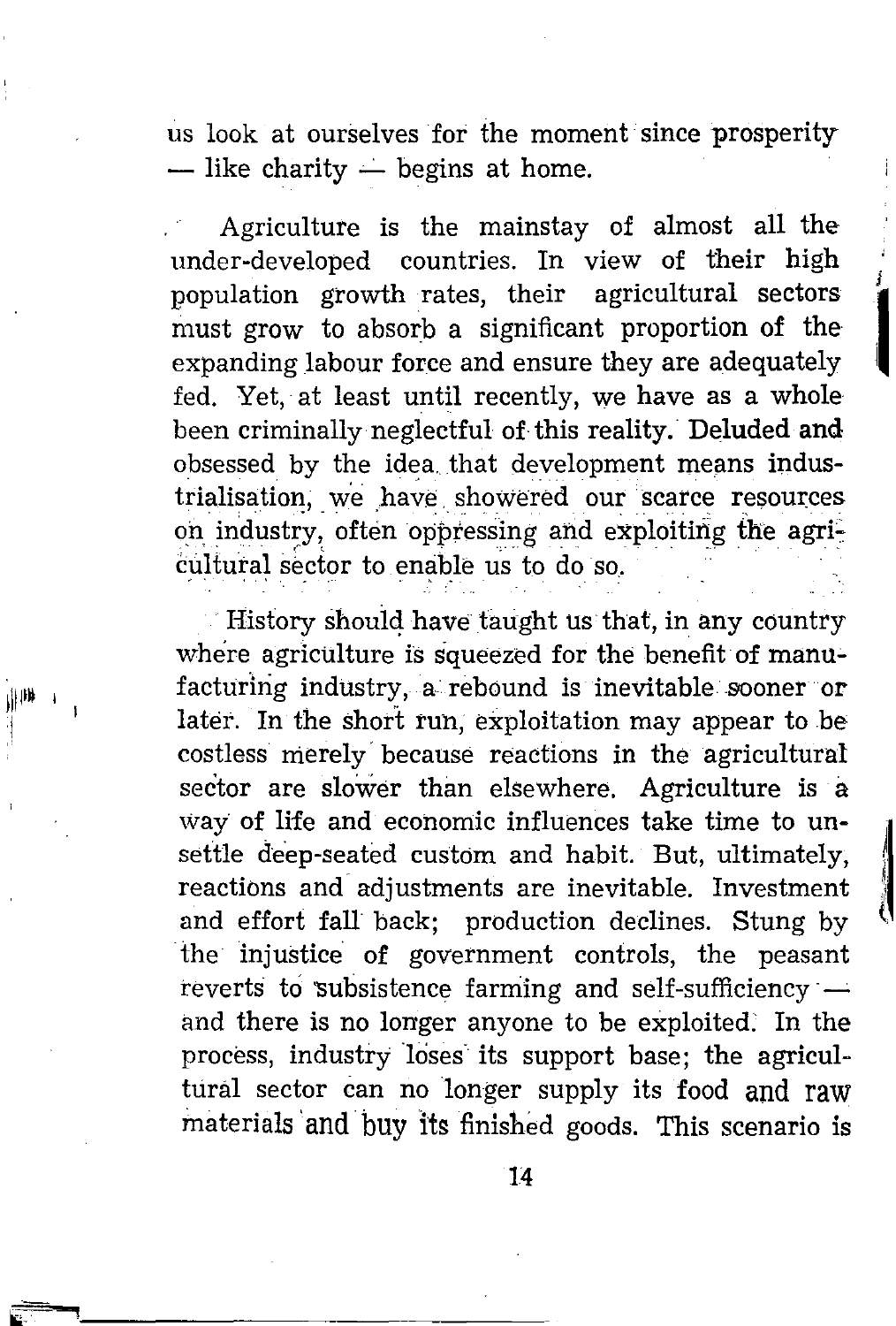us look at ourselves for the moment since prosperity — like charity — begins at home.

Agriculture is the mainstay of almost all the under-developed countries. In view of their high population growth rates, their agricultural sectors must grow to absorb a significant proportion of the expanding labour force and ensure they are adequately fed. Yet, at least until recently, we have as a whole been criminally neglectful of this reality. Deluded and obsessed by the idea that development means industrialisation, we have showered our scarce resources on industry, often oppressing and exploiting the agricultural sector to enable us to do so.

History should have taught us that, in any country where agriculture is squeezed for the benefit of manufacturing industry, a rebound is inevitable sooner or later. In the short run, exploitation may appear to be costless merely because reactions in the agricultural sector are slower than elsewhere. Agriculture is a way of life and economic influences take time to unsettle deep-seated custom and habit. But, ultimately, reactions and adjustments are inevitable. Investment and effort fall back; production declines. Stung by the injustice of government controls, the peasant reverts to subsistence farming and self-sufficiency — and there is no longer anyone to be exploited. In the process, industry loses its support base; the agricultural sector can no longer supply its food and raw materials and buy its finished goods. This scenario is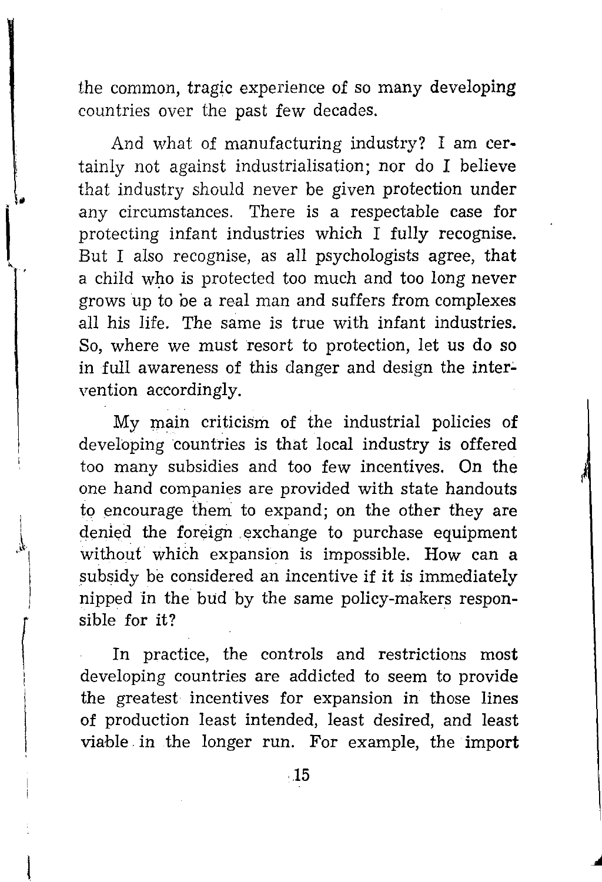the common, tragic experience of so many developing countries over the past few decades.

And what of manufacturing industry? I am certainly not against industrialisation; nor do I believe that industry should never be given protection under any circumstances. There is a respectable case for protecting infant industries which I fully recognise. But I also recognise, as all psychologists agree, that a child who is protected too much and too long never grows up to be a real man and suffers from complexes all his life. The same is true with infant industries. So, where we must resort to protection, let us do so in full awareness of this danger and design the intervention accordingly.

My main criticism of the industrial policies of developing countries is that local industry is offered too many subsidies and too few incentives. On the one hand companies are provided with state handouts to encourage them to expand; on the other they are denied the foreign exchange to purchase equipment without which expansion is impossible. How can a subsidy be considered an incentive if it is immediately nipped in the bud by the same policy-makers responsible for it?

In practice, the controls and restrictions most developing countries are addicted to seem to provide the greatest incentives for expansion in those lines of production least intended, least desired, and least viable in the longer run. For example, the import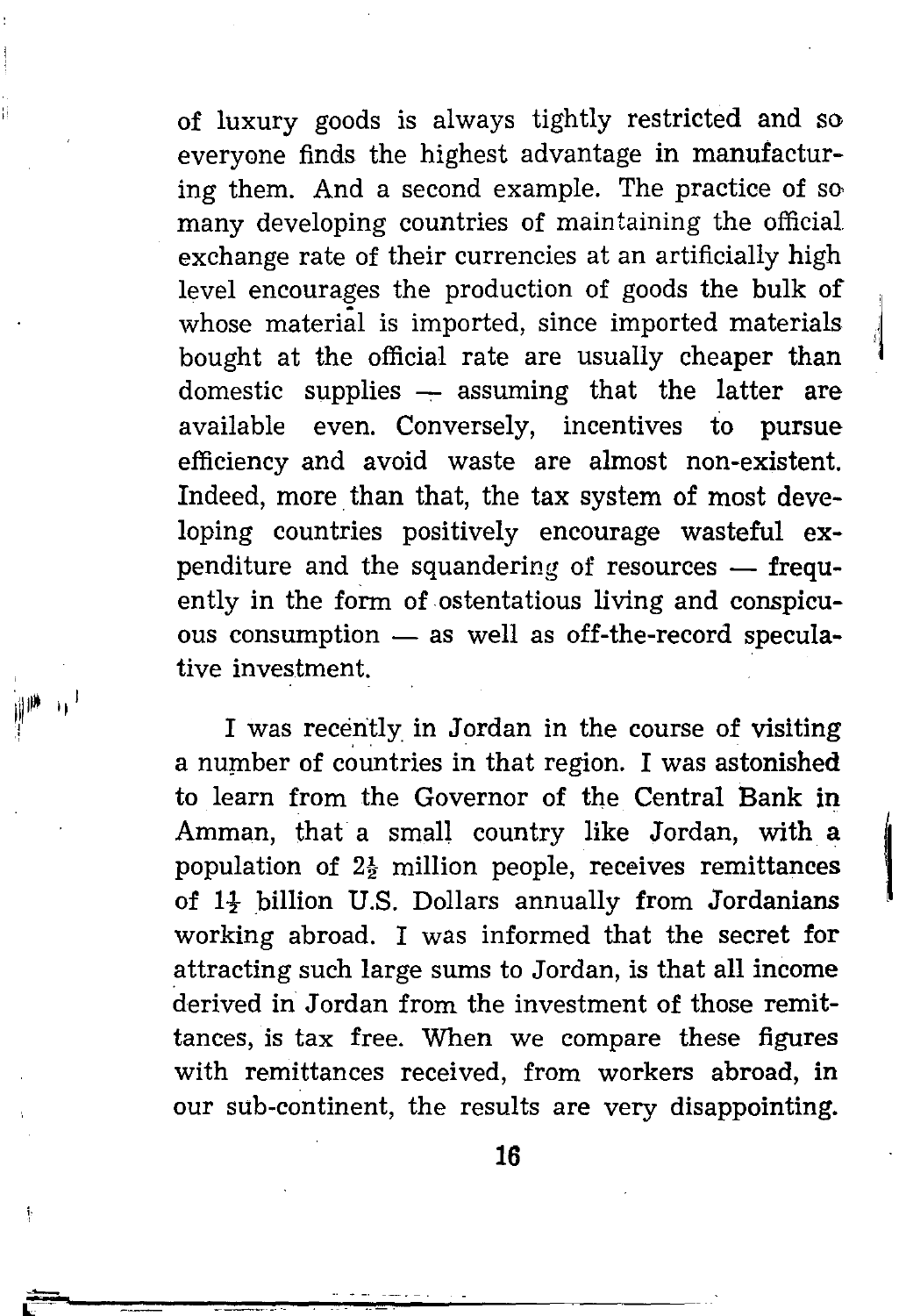of luxury goods is always tightly restricted and so everyone finds the highest advantage in manufacturing them. And a second example. The practice of so many developing countries of maintaining the official exchange rate of their currencies at an artificially high level encourages the production of goods the bulk of whose material is imported, since imported materials bought at the official rate are usually cheaper than domestic supplies — assuming that the latter are available even. Conversely, incentives to pursue efficiency and avoid waste are almost non-existent. Indeed, more than that, the tax system of most developing countries positively encourage wasteful expenditure and the squandering of resources — frequently in the form of ostentatious living and conspicuous consumption — as well as off-the-record speculative investment.

I was recently in Jordan in the course of visiting a number of countries in that region. I was astonished to learn from the Governor of the Central Bank in Amman, that a small country like Jordan, with a population of $2\frac{1}{2}$ million people, receives remittances of $1\frac{1}{2}$ billion U.S. Dollars annually from Jordanians working abroad. I was informed that the secret for attracting such large sums to Jordan, is that all income derived in Jordan from the investment of those remittances, is tax free. When we compare these figures with remittances received, from workers abroad, in our sub-continent, the results are very disappointing.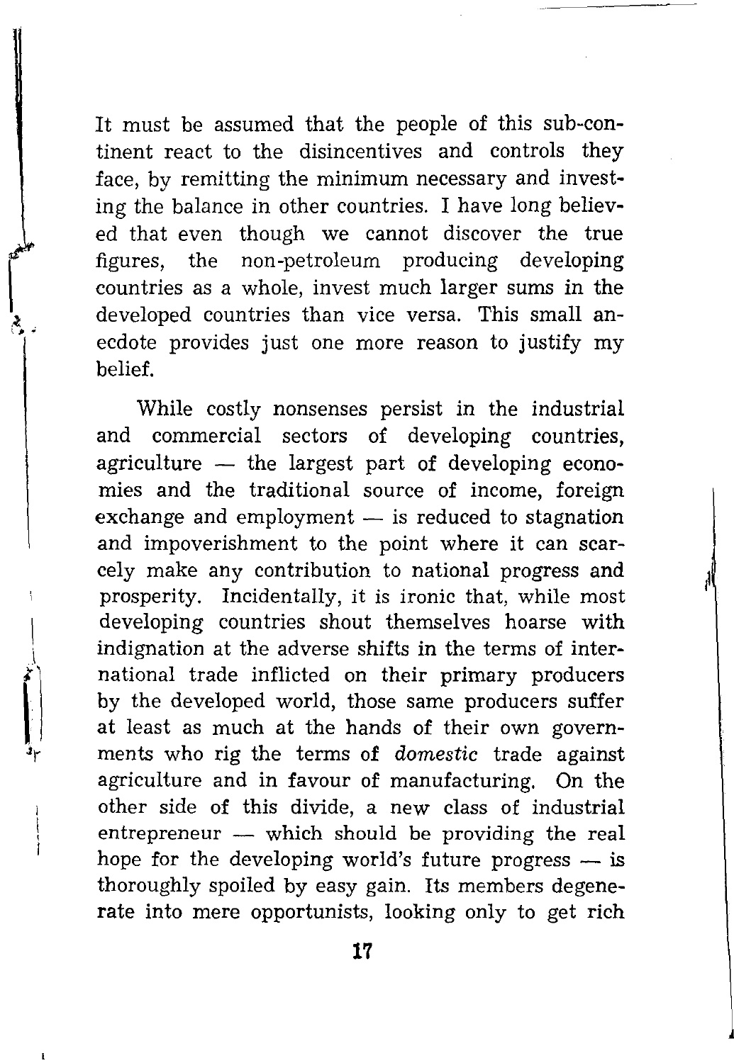It must be assumed that the people of this sub-continent react to the disincentives and controls they face, by remitting the minimum necessary and investing the balance in other countries. I have long believed that even though we cannot discover the true figures, the non-petroleum producing developing countries as a whole, invest much larger sums in the developed countries than vice versa. This small anecdote provides just one more reason to justify my belief.

While costly nonsenses persist in the industrial and commercial sectors of developing countries, agriculture — the largest part of developing economies and the traditional source of income, foreign exchange and employment — is reduced to stagnation and impoverishment to the point where it can scarcely make any contribution to national progress and prosperity. Incidentally, it is ironic that, while most developing countries shout themselves hoarse with indignation at the adverse shifts in the terms of international trade inflicted on their primary producers by the developed world, those same producers suffer at least as much at the hands of their own governments who rig the terms of *domestic* trade against agriculture and in favour of manufacturing. On the other side of this divide, a new class of industrial entrepreneur — which should be providing the real hope for the developing world's future progress — is thoroughly spoiled by easy gain. Its members degenerate into mere opportunists, looking only to get rich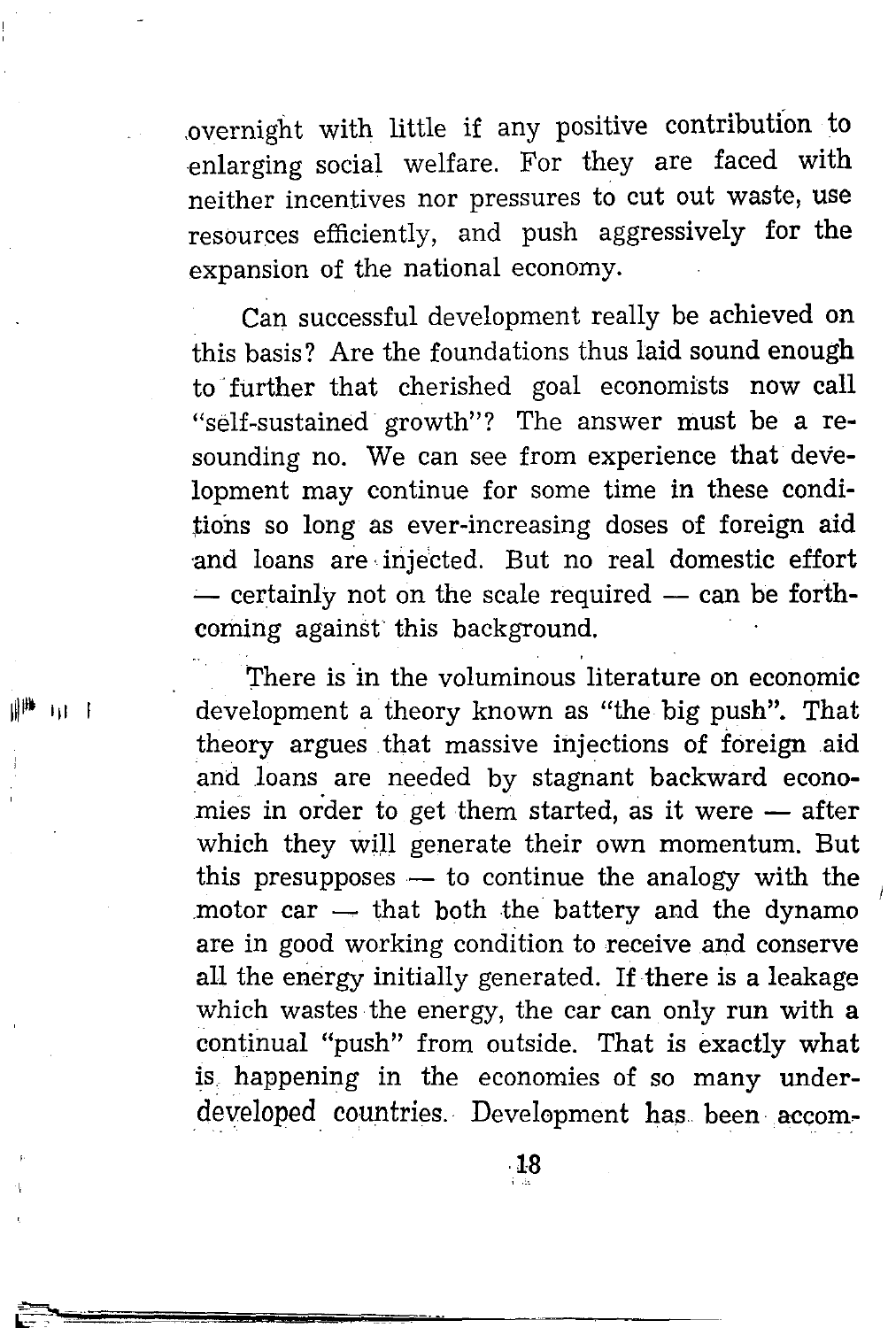overnight with little if any positive contribution to enlarging social welfare. For they are faced with neither incentives nor pressures to cut out waste, use resources efficiently, and push aggressively for the expansion of the national economy.

Can successful development really be achieved on this basis? Are the foundations thus laid sound enough to further that cherished goal economists now call "self-sustained growth"? The answer must be a resounding no. We can see from experience that development may continue for some time in these conditions so long as ever-increasing doses of foreign aid and loans are injected. But no real domestic effort — certainly not on the scale required — can be forthcoming against this background.

There is in the voluminous literature on economic development a theory known as "the big push". That theory argues that massive injections of foreign aid and loans are needed by stagnant backward economies in order to get them started, as it were — after which they will generate their own momentum. But this presupposes — to continue the analogy with the motor car — that both the battery and the dynamo are in good working condition to receive and conserve all the energy initially generated. If there is a leakage which wastes the energy, the car can only run with a continual "push" from outside. That is exactly what is happening in the economies of so many underdeveloped countries. Development has been accom-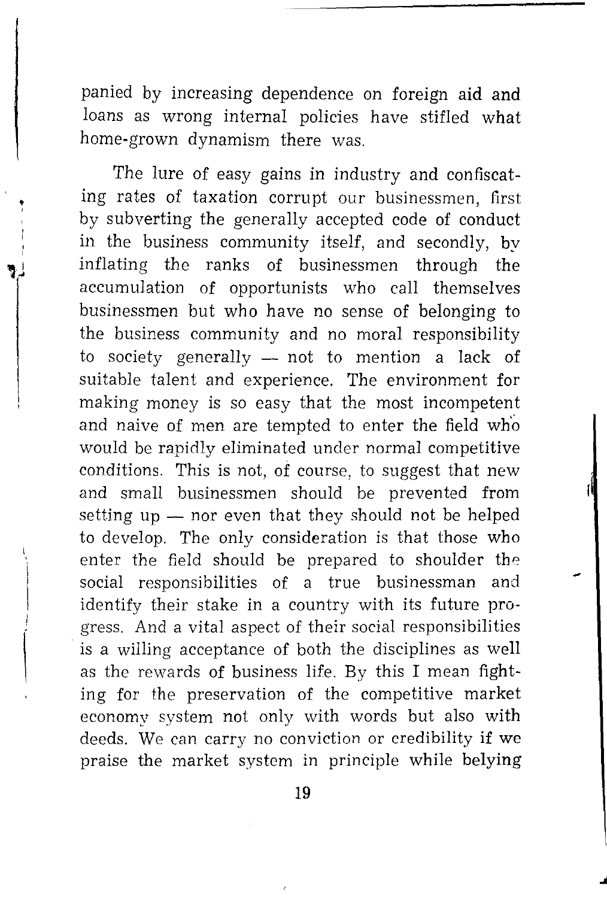panied by increasing dependence on foreign aid and loans as wrong internal policies have stifled what home-grown dynamism there was.

The lure of easy gains in industry and confiscating rates of taxation corrupt our businessmen, first by subverting the generally accepted code of conduct in the business community itself, and secondly, by inflating the ranks of businessmen through the accumulation of opportunists who call themselves businessmen but who have no sense of belonging to the business community and no moral responsibility to society generally — not to mention a lack of suitable talent and experience. The environment for making money is so easy that the most incompetent and naive of men are tempted to enter the field who would be rapidly eliminated under normal competitive conditions. This is not, of course, to suggest that new and small businessmen should be prevented from setting up — nor even that they should not be helped to develop. The only consideration is that those who enter the field should be prepared to shoulder the social responsibilities of a true businessman and identify their stake in a country with its future progress. And a vital aspect of their social responsibilities is a willing acceptance of both the disciplines as well as the rewards of business life. By this I mean fighting for the preservation of the competitive market economy system not only with words but also with deeds. We can carry no conviction or credibility if we praise the market system in principle while belying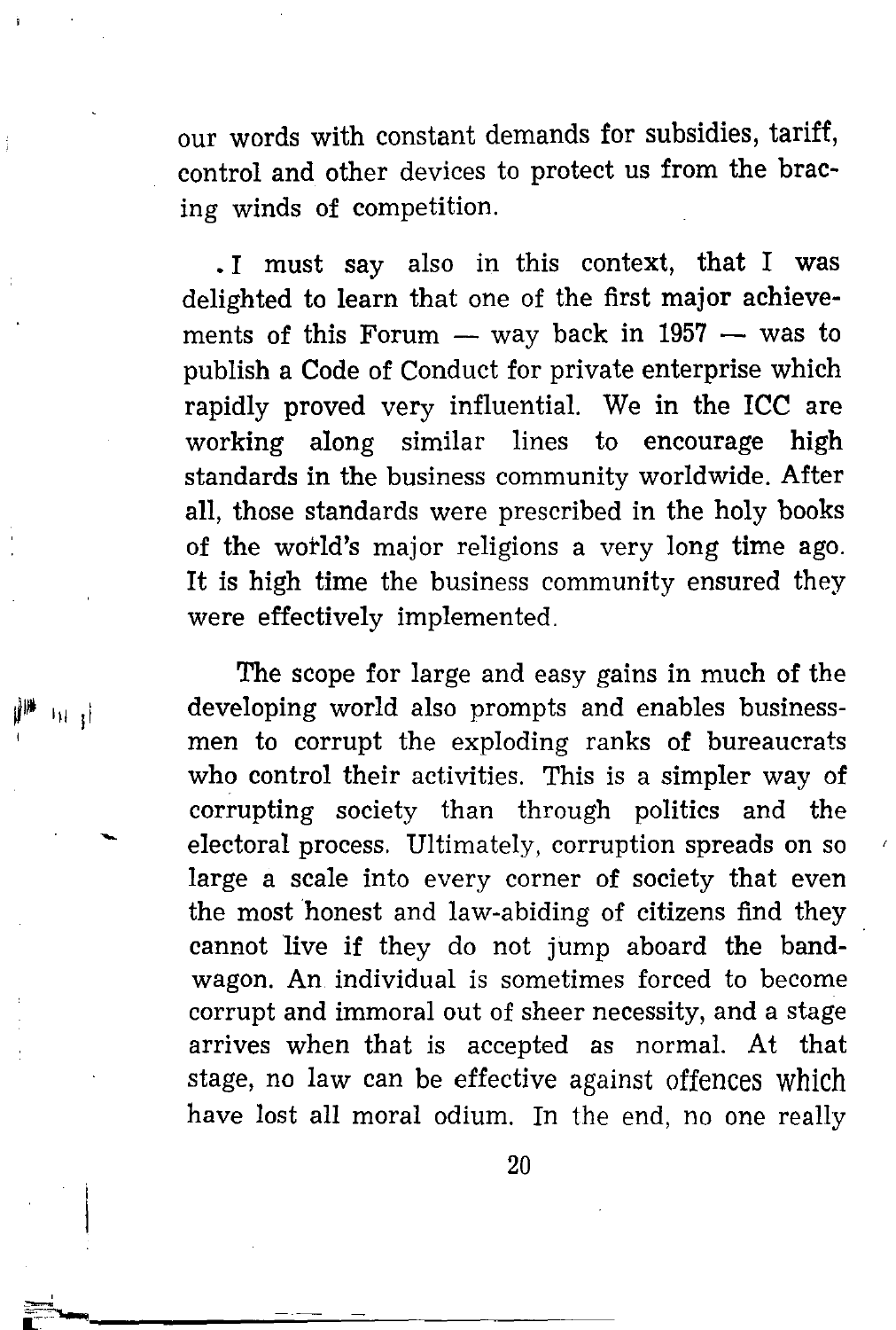our words with constant demands for subsidies, tariff, control and other devices to protect us from the bracing winds of competition.

I must say also in this context, that I was delighted to learn that one of the first major achievements of this Forum — way back in 1957 — was to publish a Code of Conduct for private enterprise which rapidly proved very influential. We in the ICC are working along similar lines to encourage high standards in the business community worldwide. After all, those standards were prescribed in the holy books of the world's major religions a very long time ago. It is high time the business community ensured they were effectively implemented.

The scope for large and easy gains in much of the developing world also prompts and enables businessmen to corrupt the exploding ranks of bureaucrats who control their activities. This is a simpler way of corrupting society than through politics and the electoral process. Ultimately, corruption spreads on so large a scale into every corner of society that even the most honest and law-abiding of citizens find they cannot live if they do not jump aboard the bandwagon. An individual is sometimes forced to become corrupt and immoral out of sheer necessity, and a stage arrives when that is accepted as normal. At that stage, no law can be effective against offences which have lost all moral odium. In the end, no one really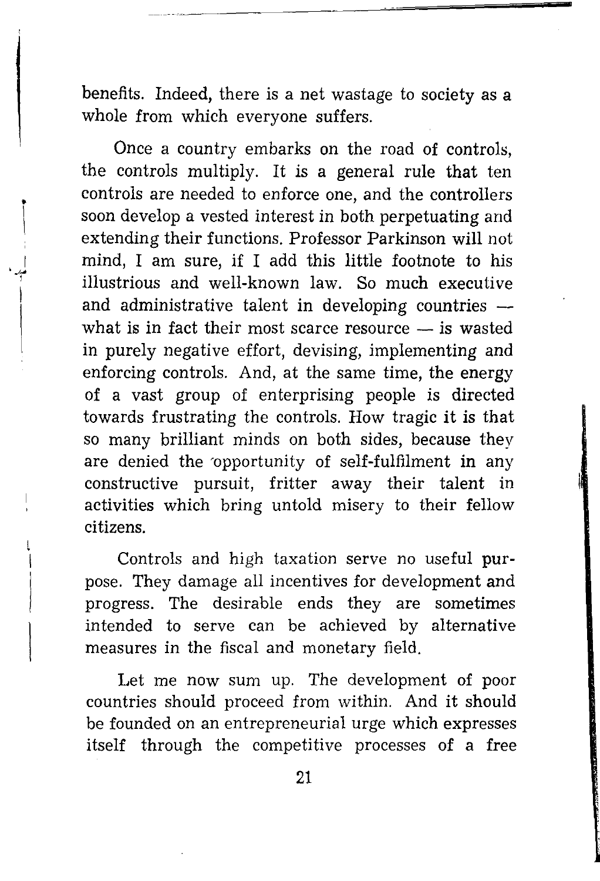benefits. Indeed, there is a net wastage to society as a whole from which everyone suffers.

Once a country embarks on the road of controls, the controls multiply. It is a general rule that ten controls are needed to enforce one, and the controllers soon develop a vested interest in both perpetuating and extending their functions. Professor Parkinson will not mind, I am sure, if I add this little footnote to his illustrious and well-known law. So much executive and administrative talent in developing countries — what is in fact their most scarce resource — is wasted in purely negative effort, devising, implementing and enforcing controls. And, at the same time, the energy of a vast group of enterprising people is directed towards frustrating the controls. How tragic it is that so many brilliant minds on both sides, because they are denied the opportunity of self-fulfilment in any constructive pursuit, fritter away their talent in activities which bring untold misery to their fellow citizens.

Controls and high taxation serve no useful purpose. They damage all incentives for development and progress. The desirable ends they are sometimes intended to serve can be achieved by alternative measures in the fiscal and monetary field.

Let me now sum up. The development of poor countries should proceed from within. And it should be founded on an entrepreneurial urge which expresses itself through the competitive processes of a free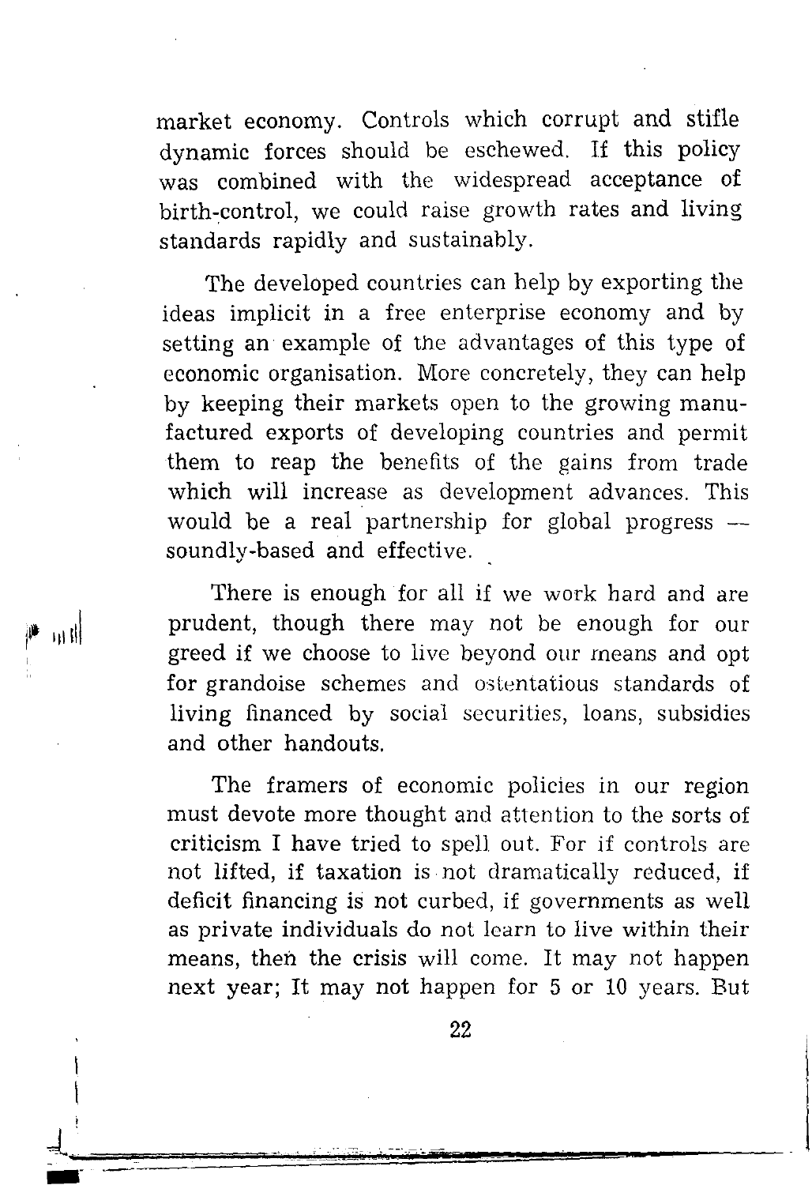market economy. Controls which corrupt and stifle dynamic forces should be eschewed. If this policy was combined with the widespread acceptance of birth-control, we could raise growth rates and living standards rapidly and sustainably.

The developed countries can help by exporting the ideas implicit in a free enterprise economy and by setting an example of the advantages of this type of economic organisation. More concretely, they can help by keeping their markets open to the growing manufactured exports of developing countries and permit them to reap the benefits of the gains from trade which will increase as development advances. This would be a real partnership for global progress — soundly-based and effective.

There is enough for all if we work hard and are prudent, though there may not be enough for our greed if we choose to live beyond our means and opt for grandoise schemes and ostentatious standards of living financed by social securities, loans, subsidies and other handouts.

The framers of economic policies in our region must devote more thought and attention to the sorts of criticism I have tried to spell out. For if controls are not lifted, if taxation is not dramatically reduced, if deficit financing is not curbed, if governments as well as private individuals do not learn to live within their means, then the crisis will come. It may not happen next year; It may not happen for 5 or 10 years. But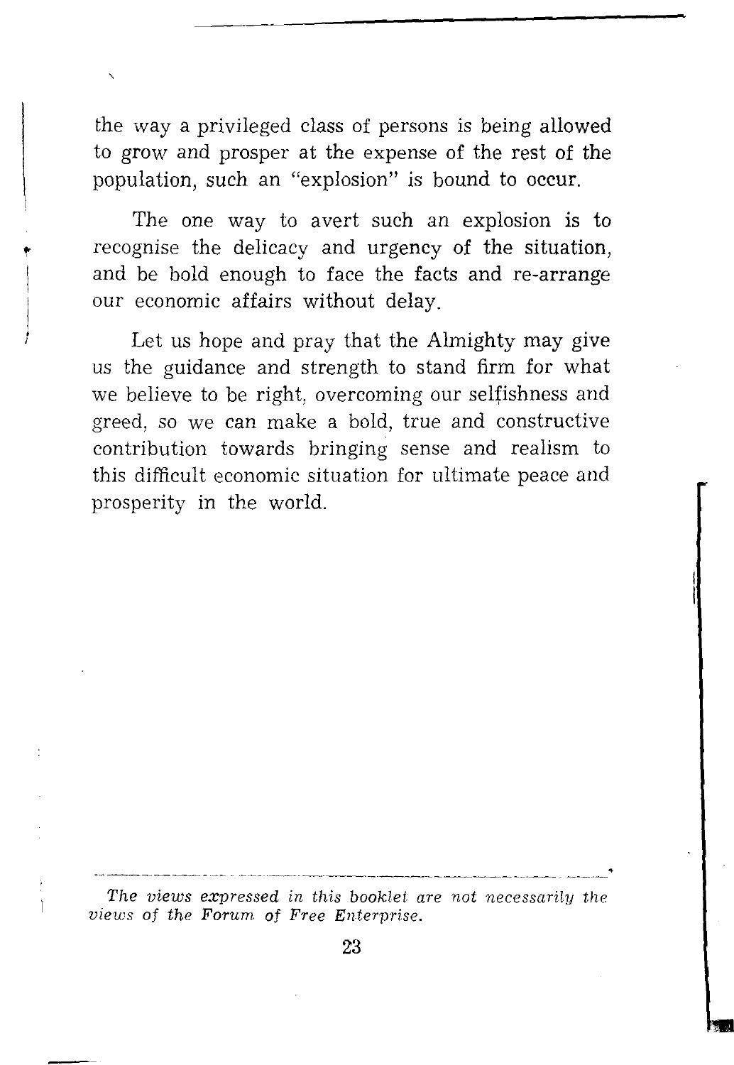the way a privileged class of persons is being allowed to grow and prosper at the expense of the rest of the population, such an "explosion" is bound to occur.

The one way to avert such an explosion is to recognise the delicacy and urgency of the situation, and be bold enough to face the facts and re-arrange our economic affairs without delay.

Let us hope and pray that the Almighty may give us the guidance and strength to stand firm for what we believe to be right, overcoming our selfishness and greed, so we can make a bold, true and constructive contribution towards bringing sense and realism to this difficult economic situation for ultimate peace and prosperity in the world.

---

*The views expressed in this booklet are not necessarily the views of the Forum of Free Enterprise.*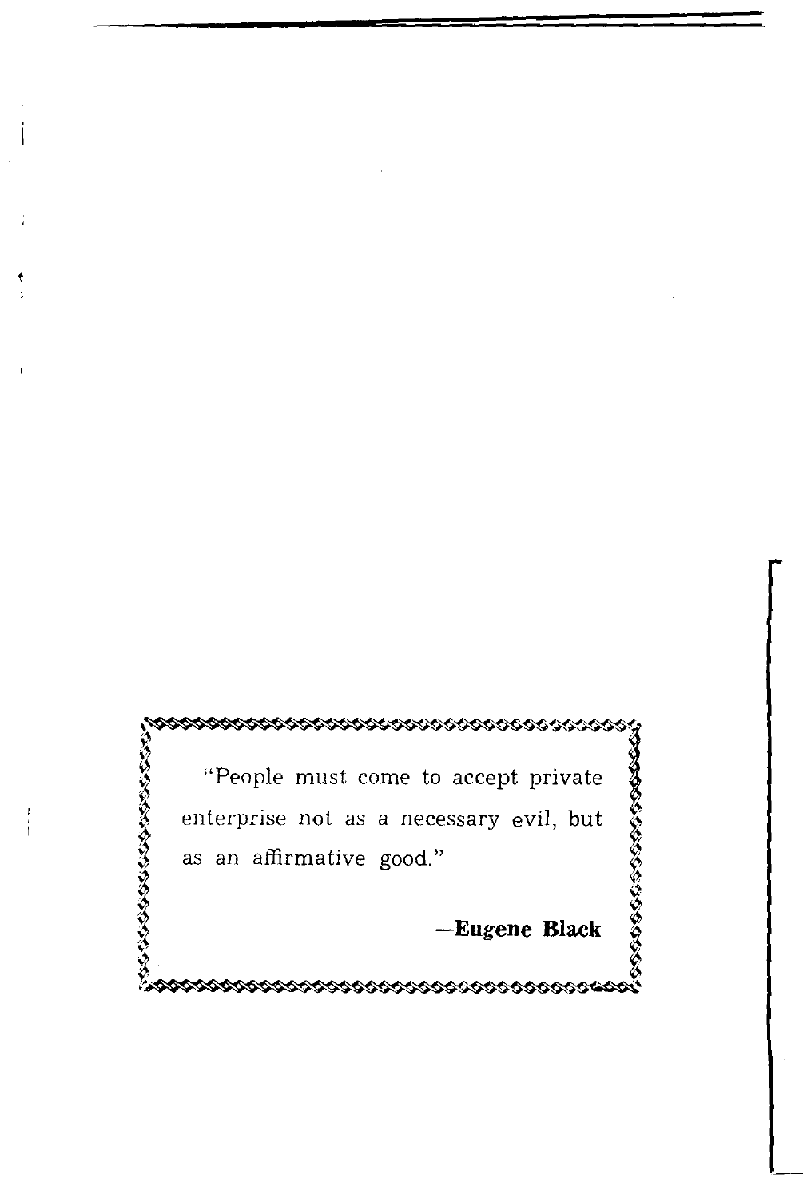> "People must come to accept private enterprise not as a necessary evil, but as an affirmative good."
>
> **—Eugene Black**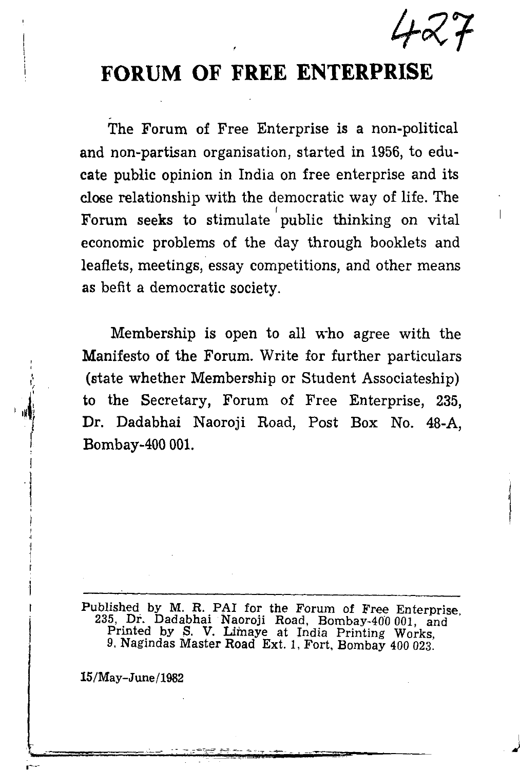# FORUM OF FREE ENTERPRISE

The Forum of Free Enterprise is a non-political and non-partisan organisation, started in 1956, to educate public opinion in India on free enterprise and its close relationship with the democratic way of life. The Forum seeks to stimulate public thinking on vital economic problems of the day through booklets and leaflets, meetings, essay competitions, and other means as befit a democratic society.

Membership is open to all who agree with the Manifesto of the Forum. Write for further particulars (state whether Membership or Student Associateship) to the Secretary, Forum of Free Enterprise, 235, Dr. Dadabhai Naoroji Road, Post Box No. 48-A, Bombay-400 001.

---

Published by M. R. PAI for the Forum of Free Enterprise, 235, Dr. Dadabhai Naoroji Road, Bombay-400 001, and Printed by S. V. Limaye at India Printing Works, 9, Nagindas Master Road Ext. 1, Fort, Bombay 400 023.

15/May-June/1982